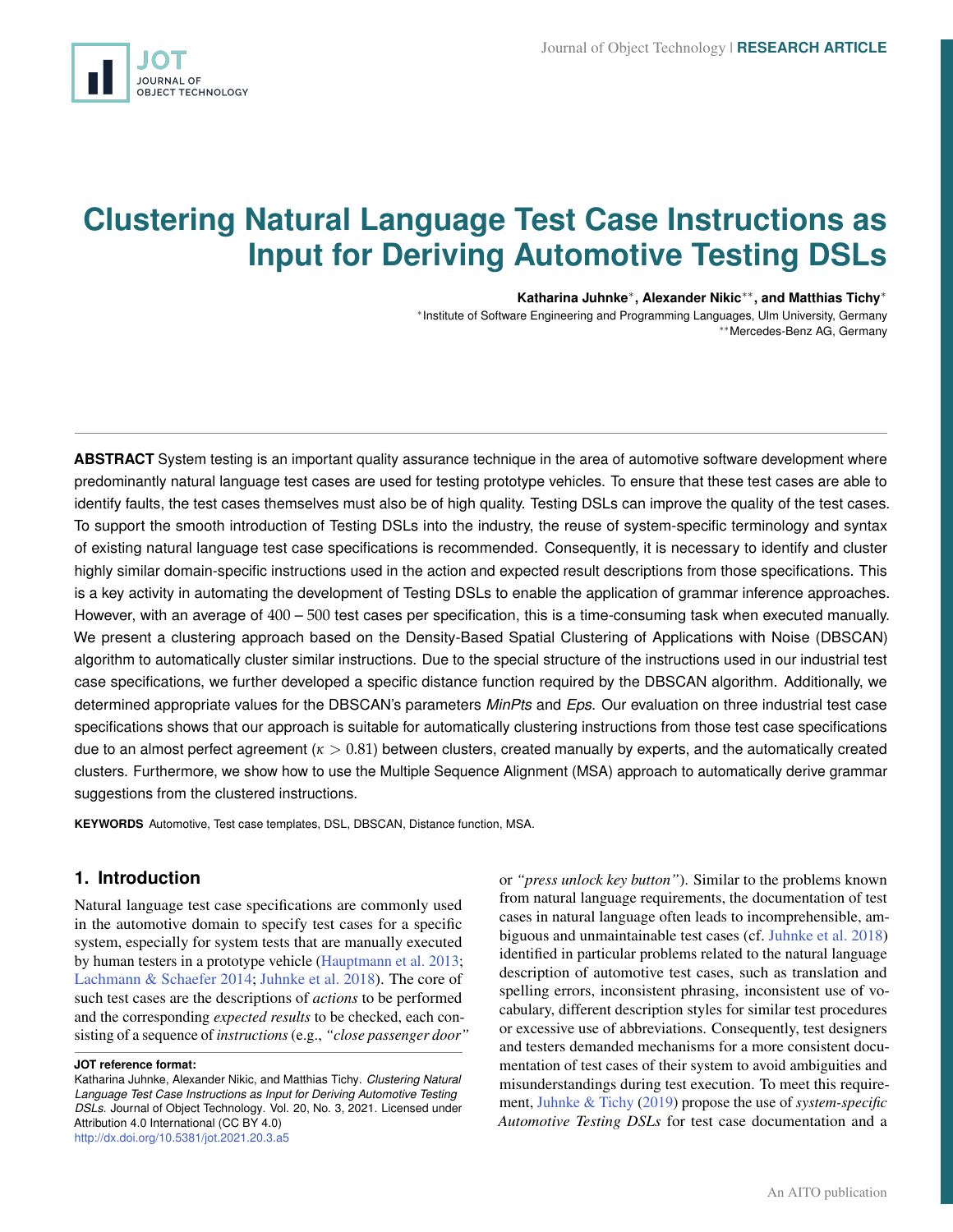# Clustering Natural Language Test Case Instructions as Input for Deriving Automotive Testing DSLs

**Katharina Juhnke**[*], **Alexander Nikic**[**], **and Matthias Tichy**[*]

[*]Institute of Software Engineering and Programming Languages, Ulm University, Germany
[**]Mercedes-Benz AG, Germany

**ABSTRACT** System testing is an important quality assurance technique in the area of automotive software development where predominantly natural language test cases are used for testing prototype vehicles. To ensure that these test cases are able to identify faults, the test cases themselves must also be of high quality. Testing DSLs can improve the quality of the test cases. To support the smooth introduction of Testing DSLs into the industry, the reuse of system-specific terminology and syntax of existing natural language test case specifications is recommended. Consequently, it is necessary to identify and cluster highly similar domain-specific instructions used in the action and expected result descriptions from those specifications. This is a key activity in automating the development of Testing DSLs to enable the application of grammar inference approaches. However, with an average of $400 - 500$ test cases per specification, this is a time-consuming task when executed manually. We present a clustering approach based on the Density-Based Spatial Clustering of Applications with Noise (DBSCAN) algorithm to automatically cluster similar instructions. Due to the special structure of the instructions used in our industrial test case specifications, we further developed a specific distance function required by the DBSCAN algorithm. Additionally, we determined appropriate values for the DBSCAN's parameters *MinPts* and *Eps*. Our evaluation on three industrial test case specifications shows that our approach is suitable for automatically clustering instructions from those test case specifications due to an almost perfect agreement ($\kappa > 0.81$) between clusters, created manually by experts, and the automatically created clusters. Furthermore, we show how to use the Multiple Sequence Alignment (MSA) approach to automatically derive grammar suggestions from the clustered instructions.

**KEYWORDS** Automotive, Test case templates, DSL, DBSCAN, Distance function, MSA.

## 1. Introduction

Natural language test case specifications are commonly used in the automotive domain to specify test cases for a specific system, especially for system tests that are manually executed by human testers in a prototype vehicle (Hauptmann et al. 2013; Lachmann & Schaefer 2014; Juhnke et al. 2018). The core of such test cases are the descriptions of *actions* to be performed and the corresponding *expected results* to be checked, each consisting of a sequence of *instructions* (e.g., *"close passenger door"* or *"press unlock key button"*). Similar to the problems known from natural language requirements, the documentation of test cases in natural language often leads to incomprehensible, ambiguous and unmaintainable test cases (cf. Juhnke et al. 2018) identified in particular problems related to the natural language description of automotive test cases, such as translation and spelling errors, inconsistent phrasing, inconsistent use of vocabulary, different description styles for similar test procedures or excessive use of abbreviations. Consequently, test designers and testers demanded mechanisms for a more consistent documentation of test cases of their system to avoid ambiguities and misunderstandings during test execution. To meet this requirement, Juhnke & Tichy (2019) propose the use of *system-specific Automotive Testing DSLs* for test case documentation and a

**JOT reference format:**
Katharina Juhnke, Alexander Nikic, and Matthias Tichy. *Clustering Natural Language Test Case Instructions as Input for Deriving Automotive Testing DSLs*. Journal of Object Technology. Vol. 20, No. 3, 2021. Licensed under Attribution 4.0 International (CC BY 4.0) http://dx.doi.org/10.5381/jot.2021.20.3.a5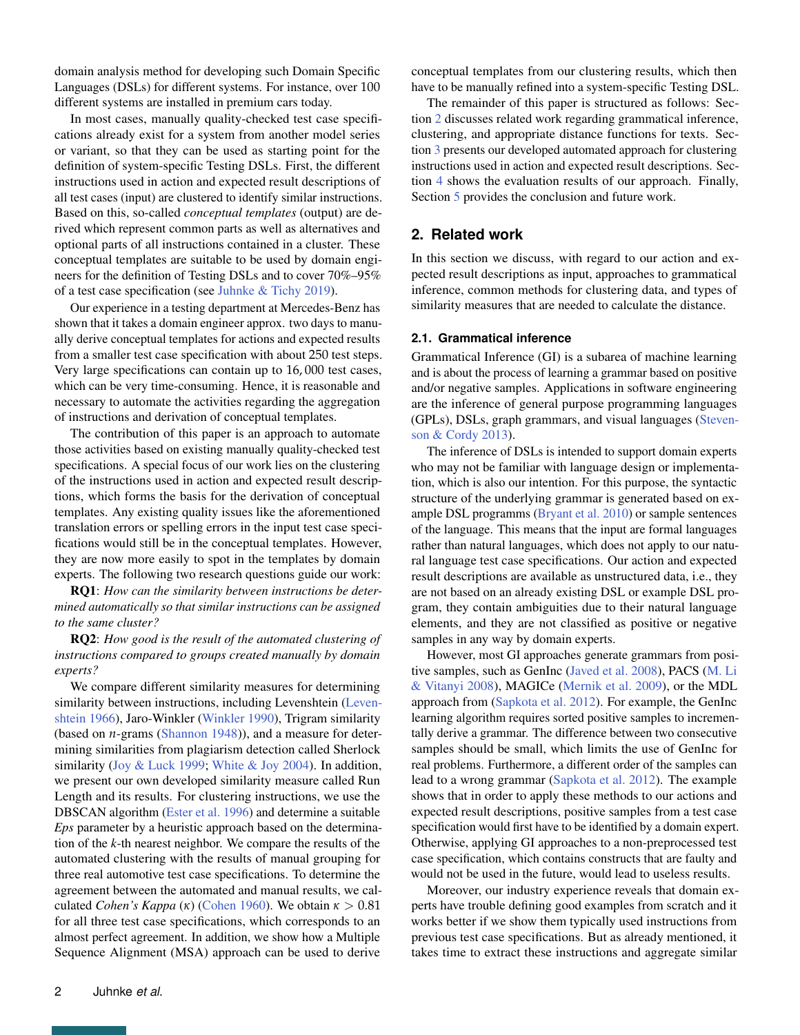domain analysis method for developing such Domain Specific Languages (DSLs) for different systems. For instance, over 100 different systems are installed in premium cars today.

In most cases, manually quality-checked test case specifications already exist for a system from another model series or variant, so that they can be used as starting point for the definition of system-specific Testing DSLs. First, the different instructions used in action and expected result descriptions of all test cases (input) are clustered to identify similar instructions. Based on this, so-called *conceptual templates* (output) are derived which represent common parts as well as alternatives and optional parts of all instructions contained in a cluster. These conceptual templates are suitable to be used by domain engineers for the definition of Testing DSLs and to cover 70%–95% of a test case specification (see Juhnke & Tichy 2019).

Our experience in a testing department at Mercedes-Benz has shown that it takes a domain engineer approx. two days to manually derive conceptual templates for actions and expected results from a smaller test case specification with about 250 test steps. Very large specifications can contain up to 16,000 test cases, which can be very time-consuming. Hence, it is reasonable and necessary to automate the activities regarding the aggregation of instructions and derivation of conceptual templates.

The contribution of this paper is an approach to automate those activities based on existing manually quality-checked test specifications. A special focus of our work lies on the clustering of the instructions used in action and expected result descriptions, which forms the basis for the derivation of conceptual templates. Any existing quality issues like the aforementioned translation errors or spelling errors in the input test case specifications would still be in the conceptual templates. However, they are now more easily to spot in the templates by domain experts. The following two research questions guide our work:

**RQ1**: *How can the similarity between instructions be determined automatically so that similar instructions can be assigned to the same cluster?*

**RQ2**: *How good is the result of the automated clustering of instructions compared to groups created manually by domain experts?*

We compare different similarity measures for determining similarity between instructions, including Levenshtein (Levenshtein 1966), Jaro-Winkler (Winkler 1990), Trigram similarity (based on $n$-grams (Shannon 1948)), and a measure for determining similarities from plagiarism detection called Sherlock similarity (Joy & Luck 1999; White & Joy 2004). In addition, we present our own developed similarity measure called Run Length and its results. For clustering instructions, we use the DBSCAN algorithm (Ester et al. 1996) and determine a suitable *Eps* parameter by a heuristic approach based on the determination of the $k$-th nearest neighbor. We compare the results of the automated clustering with the results of manual grouping for three real automotive test case specifications. To determine the agreement between the automated and manual results, we calculated *Cohen's Kappa* ($\kappa$) (Cohen 1960). We obtain $\kappa > 0.81$ for all three test case specifications, which corresponds to an almost perfect agreement. In addition, we show how a Multiple Sequence Alignment (MSA) approach can be used to derive conceptual templates from our clustering results, which then have to be manually refined into a system-specific Testing DSL.

The remainder of this paper is structured as follows: Section 2 discusses related work regarding grammatical inference, clustering, and appropriate distance functions for texts. Section 3 presents our developed automated approach for clustering instructions used in action and expected result descriptions. Section 4 shows the evaluation results of our approach. Finally, Section 5 provides the conclusion and future work.

## 2. Related work

In this section we discuss, with regard to our action and expected result descriptions as input, approaches to grammatical inference, common methods for clustering data, and types of similarity measures that are needed to calculate the distance.

### 2.1. Grammatical inference

Grammatical Inference (GI) is a subarea of machine learning and is about the process of learning a grammar based on positive and/or negative samples. Applications in software engineering are the inference of general purpose programming languages (GPLs), DSLs, graph grammars, and visual languages (Stevenson & Cordy 2013).

The inference of DSLs is intended to support domain experts who may not be familiar with language design or implementation, which is also our intention. For this purpose, the syntactic structure of the underlying grammar is generated based on example DSL programms (Bryant et al. 2010) or sample sentences of the language. This means that the input are formal languages rather than natural languages, which does not apply to our natural language test case specifications. Our action and expected result descriptions are available as unstructured data, i.e., they are not based on an already existing DSL or example DSL program, they contain ambiguities due to their natural language elements, and they are not classified as positive or negative samples in any way by domain experts.

However, most GI approaches generate grammars from positive samples, such as GenInc (Javed et al. 2008), PACS (M. Li & Vitanyi 2008), MAGICe (Mernik et al. 2009), or the MDL approach from (Sapkota et al. 2012). For example, the GenInc learning algorithm requires sorted positive samples to incrementally derive a grammar. The difference between two consecutive samples should be small, which limits the use of GenInc for real problems. Furthermore, a different order of the samples can lead to a wrong grammar (Sapkota et al. 2012). The example shows that in order to apply these methods to our actions and expected result descriptions, positive samples from a test case specification would first have to be identified by a domain expert. Otherwise, applying GI approaches to a non-preprocessed test case specification, which contains constructs that are faulty and would not be used in the future, would lead to useless results.

Moreover, our industry experience reveals that domain experts have trouble defining good examples from scratch and it works better if we show them typically used instructions from previous test case specifications. But as already mentioned, it takes time to extract these instructions and aggregate similar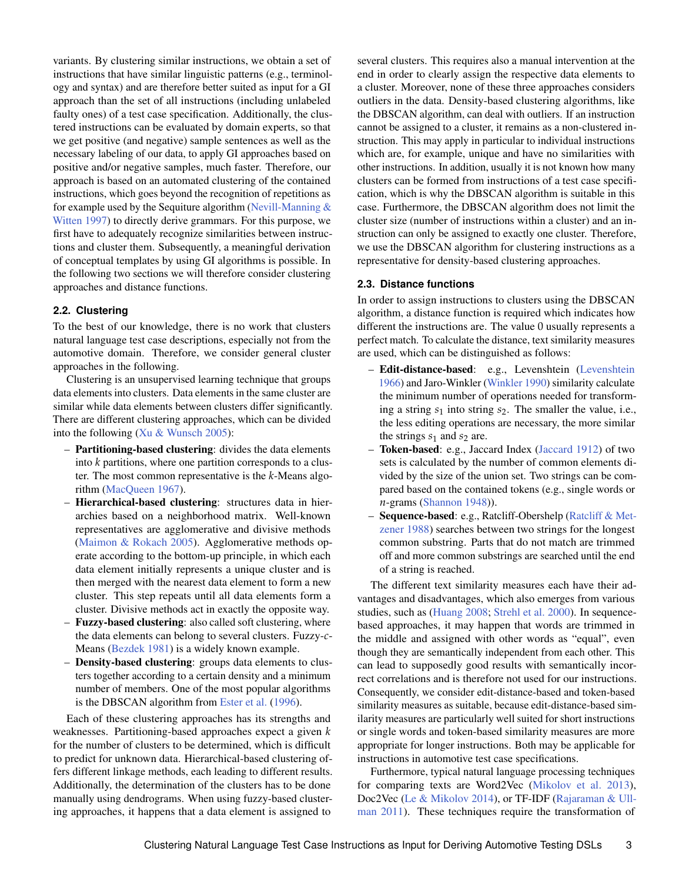variants. By clustering similar instructions, we obtain a set of instructions that have similar linguistic patterns (e.g., terminology and syntax) and are therefore better suited as input for a GI approach than the set of all instructions (including unlabeled faulty ones) of a test case specification. Additionally, the clustered instructions can be evaluated by domain experts, so that we get positive (and negative) sample sentences as well as the necessary labeling of our data, to apply GI approaches based on positive and/or negative samples, much faster. Therefore, our approach is based on an automated clustering of the contained instructions, which goes beyond the recognition of repetitions as for example used by the Sequiture algorithm (Nevill-Manning & Witten 1997) to directly derive grammars. For this purpose, we first have to adequately recognize similarities between instructions and cluster them. Subsequently, a meaningful derivation of conceptual templates by using GI algorithms is possible. In the following two sections we will therefore consider clustering approaches and distance functions.

### 2.2. Clustering

To the best of our knowledge, there is no work that clusters natural language test case descriptions, especially not from the automotive domain. Therefore, we consider general cluster approaches in the following.

Clustering is an unsupervised learning technique that groups data elements into clusters. Data elements in the same cluster are similar while data elements between clusters differ significantly. There are different clustering approaches, which can be divided into the following (Xu & Wunsch 2005):

- **Partitioning-based clustering**: divides the data elements into $k$ partitions, where one partition corresponds to a cluster. The most common representative is the $k$-Means algorithm (MacQueen 1967).
- **Hierarchical-based clustering**: structures data in hierarchies based on a neighborhood matrix. Well-known representatives are agglomerative and divisive methods (Maimon & Rokach 2005). Agglomerative methods operate according to the bottom-up principle, in which each data element initially represents a unique cluster and is then merged with the nearest data element to form a new cluster. This step repeats until all data elements form a cluster. Divisive methods act in exactly the opposite way.
- **Fuzzy-based clustering**: also called soft clustering, where the data elements can belong to several clusters. Fuzzy-$c$-Means (Bezdek 1981) is a widely known example.
- **Density-based clustering**: groups data elements to clusters together according to a certain density and a minimum number of members. One of the most popular algorithms is the DBSCAN algorithm from Ester et al. (1996).

Each of these clustering approaches has its strengths and weaknesses. Partitioning-based approaches expect a given $k$ for the number of clusters to be determined, which is difficult to predict for unknown data. Hierarchical-based clustering offers different linkage methods, each leading to different results. Additionally, the determination of the clusters has to be done manually using dendrograms. When using fuzzy-based clustering approaches, it happens that a data element is assigned to several clusters. This requires also a manual intervention at the end in order to clearly assign the respective data elements to a cluster. Moreover, none of these three approaches considers outliers in the data. Density-based clustering algorithms, like the DBSCAN algorithm, can deal with outliers. If an instruction cannot be assigned to a cluster, it remains as a non-clustered instruction. This may apply in particular to individual instructions which are, for example, unique and have no similarities with other instructions. In addition, usually it is not known how many clusters can be formed from instructions of a test case specification, which is why the DBSCAN algorithm is suitable in this case. Furthermore, the DBSCAN algorithm does not limit the cluster size (number of instructions within a cluster) and an instruction can only be assigned to exactly one cluster. Therefore, we use the DBSCAN algorithm for clustering instructions as a representative for density-based clustering approaches.

### 2.3. Distance functions

In order to assign instructions to clusters using the DBSCAN algorithm, a distance function is required which indicates how different the instructions are. The value 0 usually represents a perfect match. To calculate the distance, text similarity measures are used, which can be distinguished as follows:

- **Edit-distance-based**: e.g., Levenshtein (Levenshtein 1966) and Jaro-Winkler (Winkler 1990) similarity calculate the minimum number of operations needed for transforming a string $s_1$ into string $s_2$. The smaller the value, i.e., the less editing operations are necessary, the more similar the strings $s_1$ and $s_2$ are.
- **Token-based**: e.g., Jaccard Index (Jaccard 1912) of two sets is calculated by the number of common elements divided by the size of the union set. Two strings can be compared based on the contained tokens (e.g., single words or $n$-grams (Shannon 1948)).
- **Sequence-based**: e.g., Ratcliff-Obershelp (Ratcliff & Metzener 1988) searches between two strings for the longest common substring. Parts that do not match are trimmed off and more common substrings are searched until the end of a string is reached.

The different text similarity measures each have their advantages and disadvantages, which also emerges from various studies, such as (Huang 2008; Strehl et al. 2000). In sequence-based approaches, it may happen that words are trimmed in the middle and assigned with other words as "equal", even though they are semantically independent from each other. This can lead to supposedly good results with semantically incorrect correlations and is therefore not used for our instructions. Consequently, we consider edit-distance-based and token-based similarity measures as suitable, because edit-distance-based similarity measures are particularly well suited for short instructions or single words and token-based similarity measures are more appropriate for longer instructions. Both may be applicable for instructions in automotive test case specifications.

Furthermore, typical natural language processing techniques for comparing texts are Word2Vec (Mikolov et al. 2013), Doc2Vec (Le & Mikolov 2014), or TF-IDF (Rajaraman & Ullman 2011). These techniques require the transformation of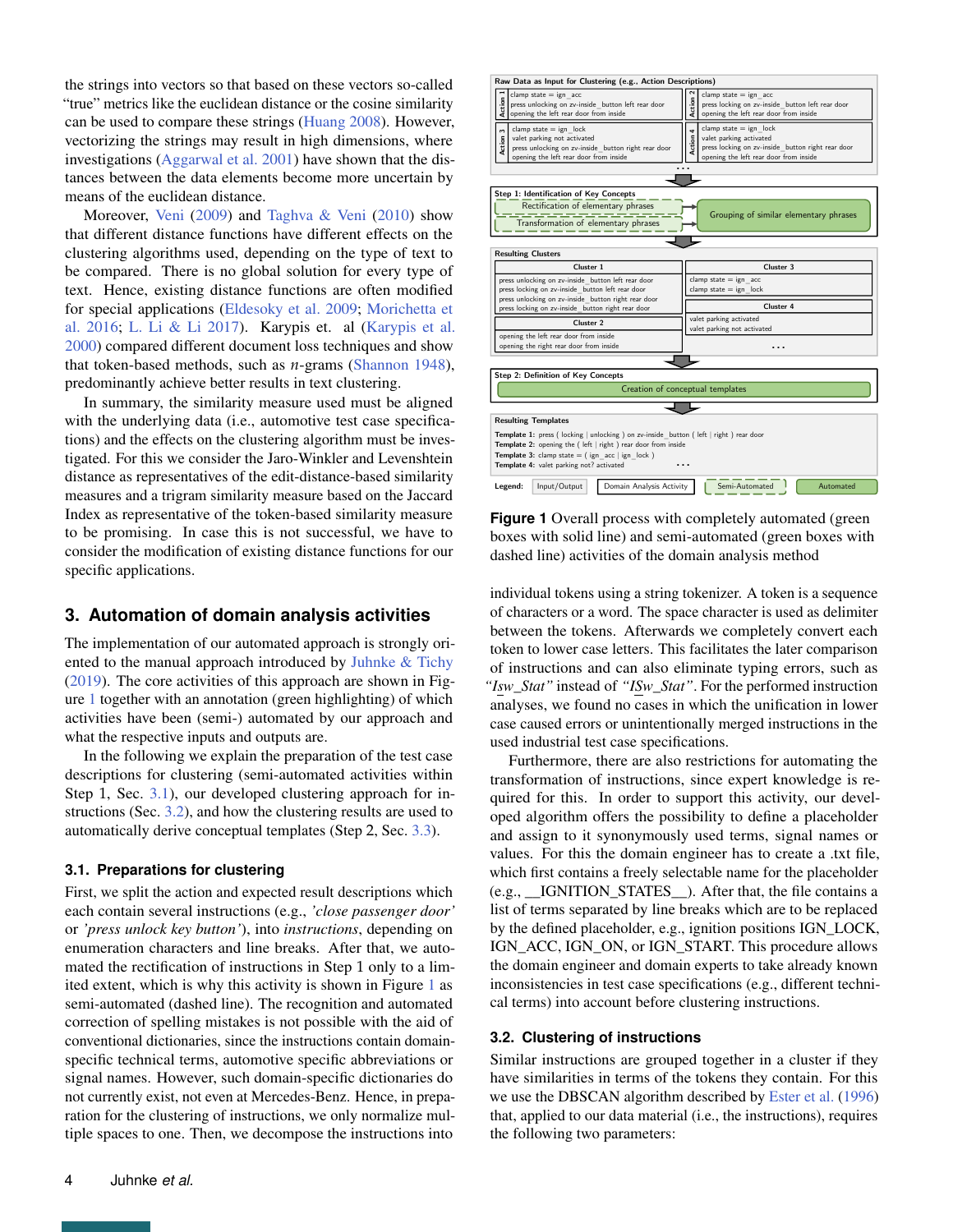the strings into vectors so that based on these vectors so-called "true" metrics like the euclidean distance or the cosine similarity can be used to compare these strings (Huang 2008). However, vectorizing the strings may result in high dimensions, where investigations (Aggarwal et al. 2001) have shown that the distances between the data elements become more uncertain by means of the euclidean distance.

Moreover, Veni (2009) and Taghva & Veni (2010) show that different distance functions have different effects on the clustering algorithms used, depending on the type of text to be compared. There is no global solution for every type of text. Hence, existing distance functions are often modified for special applications (Eldesoky et al. 2009; Morichetta et al. 2016; L. Li & Li 2017). Karypis et. al (Karypis et al. 2000) compared different document loss techniques and show that token-based methods, such as $n$-grams (Shannon 1948), predominantly achieve better results in text clustering.

In summary, the similarity measure used must be aligned with the underlying data (i.e., automotive test case specifications) and the effects on the clustering algorithm must be investigated. For this we consider the Jaro-Winkler and Levenshtein distance as representatives of the edit-distance-based similarity measures and a trigram similarity measure based on the Jaccard Index as representative of the token-based similarity measure to be promising. In case this is not successful, we have to consider the modification of existing distance functions for our specific applications.

## 3. Automation of domain analysis activities

The implementation of our automated approach is strongly oriented to the manual approach introduced by Juhnke & Tichy (2019). The core activities of this approach are shown in Figure 1 together with an annotation (green highlighting) of which activities have been (semi-) automated by our approach and what the respective inputs and outputs are.

In the following we explain the preparation of the test case descriptions for clustering (semi-automated activities within Step 1, Sec. 3.1), our developed clustering approach for instructions (Sec. 3.2), and how the clustering results are used to automatically derive conceptual templates (Step 2, Sec. 3.3).

### 3.1. Preparations for clustering

First, we split the action and expected result descriptions which each contain several instructions (e.g., *'close passenger door'* or *'press unlock key button'*), into *instructions*, depending on enumeration characters and line breaks. After that, we automated the rectification of instructions in Step 1 only to a limited extent, which is why this activity is shown in Figure 1 as semi-automated (dashed line). The recognition and automated correction of spelling mistakes is not possible with the aid of conventional dictionaries, since the instructions contain domain-specific technical terms, automotive specific abbreviations or signal names. However, such domain-specific dictionaries do not currently exist, not even at Mercedes-Benz. Hence, in preparation for the clustering of instructions, we only normalize multiple spaces to one. Then, we decompose the instructions into

**Raw Data as Input for Clustering (e.g., Action Descriptions)**

| | |
|---|---|
| **Action 1**: clamp state = ign_acc; press unlocking on zv-inside_button left rear door; opening the left rear door from inside | **Action 2**: clamp state = ign_acc; press locking on zv-inside_button left rear door; opening the left rear door from inside |
| **Action 3**: clamp state = ign_lock; valet parking not activated; press unlocking on zv-inside_button right rear door; opening the left rear door from inside | **Action 4**: clamp state = ign_lock; valet parking activated; press locking on zv-inside_button right rear door; opening the left rear door from inside |

…

**Step 1: Identification of Key Concepts**
- Rectification of elementary phrases
- Transformation of elementary phrases
- Grouping of similar elementary phrases

**Resulting Clusters**

| | |
|---|---|
| **Cluster 1**: press unlocking on zv-inside_button left rear door; press locking on zv-inside_button left rear door; press unlocking on zv-inside_button right rear door; press locking on zv-inside_button right rear door | **Cluster 3**: clamp state = ign_acc; clamp state = ign_lock |
| **Cluster 2**: opening the left rear door from inside; opening the right rear door from inside | **Cluster 4**: valet parking activated; valet parking not activated |

…

**Step 2: Definition of Key Concepts**
- Creation of conceptual templates

**Resulting Templates**

**Template 1:** press ( locking | unlocking ) on zv-inside_button ( left | right ) rear door
**Template 2:** opening the ( left | right ) rear door from inside
**Template 3:** clamp state = ( ign_acc | ign_lock )
**Template 4:** valet parking not? activated
…

**Legend:** Input/Output | Domain Analysis Activity | Semi-Automated | Automated

**Figure 1** Overall process with completely automated (green boxes with solid line) and semi-automated (green boxes with dashed line) activities of the domain analysis method

individual tokens using a string tokenizer. A token is a sequence of characters or a word. The space character is used as delimiter between the tokens. Afterwards we completely convert each token to lower case letters. This facilitates the later comparison of instructions and can also eliminate typing errors, such as *"Isw_Stat"* instead of *"ISw_Stat"*. For the performed instruction analyses, we found no cases in which the unification in lower case caused errors or unintentionally merged instructions in the used industrial test case specifications.

Furthermore, there are also restrictions for automating the transformation of instructions, since expert knowledge is required for this. In order to support this activity, our developed algorithm offers the possibility to define a placeholder and assign to it synonymously used terms, signal names or values. For this the domain engineer has to create a .txt file, which first contains a freely selectable name for the placeholder (e.g., __IGNITION_STATES__). After that, the file contains a list of terms separated by line breaks which are to be replaced by the defined placeholder, e.g., ignition positions IGN_LOCK, IGN_ACC, IGN_ON, or IGN_START. This procedure allows the domain engineer and domain experts to take already known inconsistencies in test case specifications (e.g., different technical terms) into account before clustering instructions.

### 3.2. Clustering of instructions

Similar instructions are grouped together in a cluster if they have similarities in terms of the tokens they contain. For this we use the DBSCAN algorithm described by Ester et al. (1996) that, applied to our data material (i.e., the instructions), requires the following two parameters: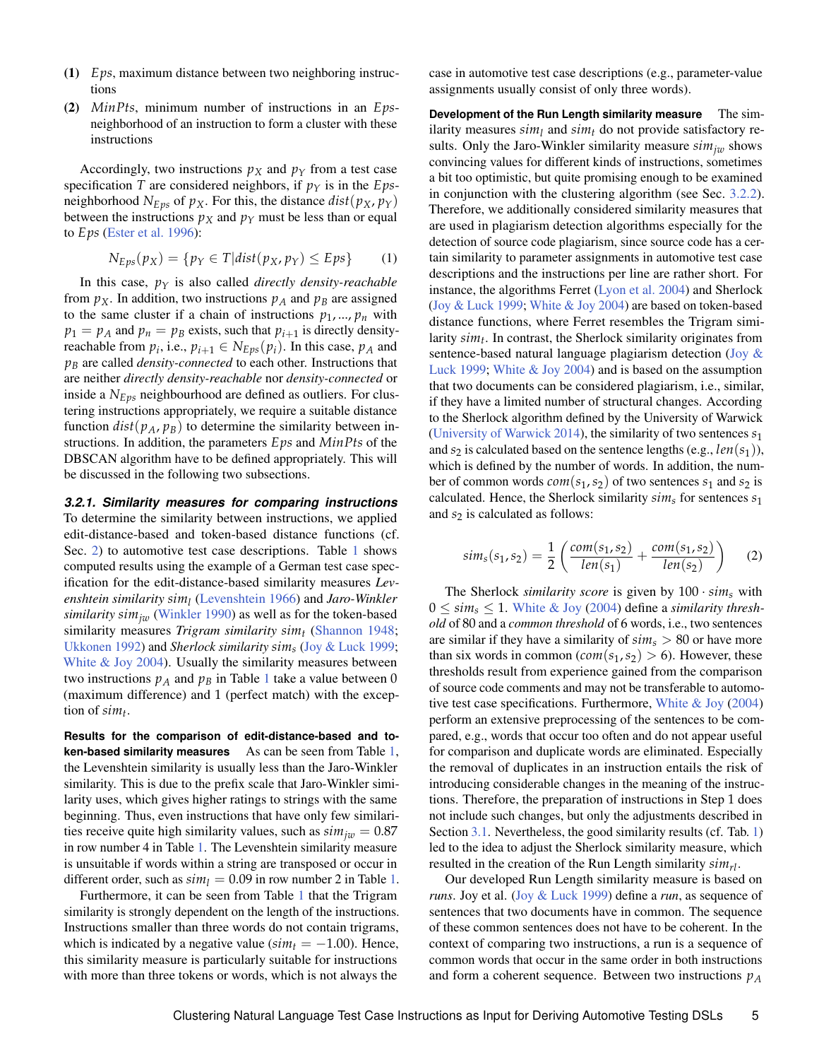**(1)** $Eps$, maximum distance between two neighboring instructions

**(2)** $MinPts$, minimum number of instructions in an $Eps$-neighborhood of an instruction to form a cluster with these instructions

Accordingly, two instructions $p_X$ and $p_Y$ from a test case specification $T$ are considered neighbors, if $p_Y$ is in the $Eps$-neighborhood $N_{Eps}$ of $p_X$. For this, the distance $dist(p_X, p_Y)$ between the instructions $p_X$ and $p_Y$ must be less than or equal to $Eps$ (Ester et al. 1996):

$$N_{Eps}(p_X) = \{p_Y \in T | dist(p_X, p_Y) \leq Eps\} \quad (1)$$

In this case, $p_Y$ is also called *directly density-reachable* from $p_X$. In addition, two instructions $p_A$ and $p_B$ are assigned to the same cluster if a chain of instructions $p_1, ..., p_n$ with $p_1 = p_A$ and $p_n = p_B$ exists, such that $p_{i+1}$ is directly density-reachable from $p_i$, i.e., $p_{i+1} \in N_{Eps}(p_i)$. In this case, $p_A$ and $p_B$ are called *density-connected* to each other. Instructions that are neither *directly density-reachable* nor *density-connected* or inside a $N_{Eps}$ neighbourhood are defined as outliers. For clustering instructions appropriately, we require a suitable distance function $dist(p_A, p_B)$ to determine the similarity between instructions. In addition, the parameters $Eps$ and $MinPts$ of the DBSCAN algorithm have to be defined appropriately. This will be discussed in the following two subsections.

### 3.2.1. Similarity measures for comparing instructions

To determine the similarity between instructions, we applied edit-distance-based and token-based distance functions (cf. Sec. 2) to automotive test case descriptions. Table 1 shows computed results using the example of a German test case specification for the edit-distance-based similarity measures *Levenshtein similarity* $sim_l$ (Levenshtein 1966) and *Jaro-Winkler similarity* $sim_{jw}$ (Winkler 1990) as well as for the token-based similarity measures *Trigram similarity* $sim_t$ (Shannon 1948; Ukkonen 1992) and *Sherlock similarity* $sim_s$ (Joy & Luck 1999; White & Joy 2004). Usually the similarity measures between two instructions $p_A$ and $p_B$ in Table 1 take a value between 0 (maximum difference) and 1 (perfect match) with the exception of $sim_t$.

**Results for the comparison of edit-distance-based and token-based similarity measures** As can be seen from Table 1, the Levenshtein similarity is usually less than the Jaro-Winkler similarity. This is due to the prefix scale that Jaro-Winkler similarity uses, which gives higher ratings to strings with the same beginning. Thus, even instructions that have only few similarities receive quite high similarity values, such as $sim_{jw} = 0.87$ in row number 4 in Table 1. The Levenshtein similarity measure is unsuitable if words within a string are transposed or occur in different order, such as $sim_l = 0.09$ in row number 2 in Table 1.

Furthermore, it can be seen from Table 1 that the Trigram similarity is strongly dependent on the length of the instructions. Instructions smaller than three words do not contain trigrams, which is indicated by a negative value ($sim_t = -1.00$). Hence, this similarity measure is particularly suitable for instructions with more than three tokens or words, which is not always the case in automotive test case descriptions (e.g., parameter-value assignments usually consist of only three words).

**Development of the Run Length similarity measure** The similarity measures $sim_l$ and $sim_t$ do not provide satisfactory results. Only the Jaro-Winkler similarity measure $sim_{jw}$ shows convincing values for different kinds of instructions, sometimes a bit too optimistic, but quite promising enough to be examined in conjunction with the clustering algorithm (see Sec. 3.2.2). Therefore, we additionally considered similarity measures that are used in plagiarism detection algorithms especially for the detection of source code plagiarism, since source code has a certain similarity to parameter assignments in automotive test case descriptions and the instructions per line are rather short. For instance, the algorithms Ferret (Lyon et al. 2004) and Sherlock (Joy & Luck 1999; White & Joy 2004) are based on token-based distance functions, where Ferret resembles the Trigram similarity $sim_t$. In contrast, the Sherlock similarity originates from sentence-based natural language plagiarism detection (Joy & Luck 1999; White & Joy 2004) and is based on the assumption that two documents can be considered plagiarism, i.e., similar, if they have a limited number of structural changes. According to the Sherlock algorithm defined by the University of Warwick (University of Warwick 2014), the similarity of two sentences $s_1$ and $s_2$ is calculated based on the sentence lengths (e.g., $len(s_1)$), which is defined by the number of words. In addition, the number of common words $com(s_1, s_2)$ of two sentences $s_1$ and $s_2$ is calculated. Hence, the Sherlock similarity $sim_s$ for sentences $s_1$ and $s_2$ is calculated as follows:

$$sim_s(s_1, s_2) = \frac{1}{2}\left(\frac{com(s_1, s_2)}{len(s_1)} + \frac{com(s_1, s_2)}{len(s_2)}\right) \quad (2)$$

The Sherlock *similarity score* is given by $100 \cdot sim_s$ with $0 \leq sim_s \leq 1$. White & Joy (2004) define a *similarity threshold* of 80 and a *common threshold* of 6 words, i.e., two sentences are similar if they have a similarity of $sim_s > 80$ or have more than six words in common ($com(s_1, s_2) > 6$). However, these thresholds result from experience gained from the comparison of source code comments and may not be transferable to automotive test case specifications. Furthermore, White & Joy (2004) perform an extensive preprocessing of the sentences to be compared, e.g., words that occur too often and do not appear useful for comparison and duplicate words are eliminated. Especially the removal of duplicates in an instruction entails the risk of introducing considerable changes in the meaning of the instructions. Therefore, the preparation of instructions in Step 1 does not include such changes, but only the adjustments described in Section 3.1. Nevertheless, the good similarity results (cf. Tab. 1) led to the idea to adjust the Sherlock similarity measure, which resulted in the creation of the Run Length similarity $sim_{rl}$.

Our developed Run Length similarity measure is based on *runs*. Joy et al. (Joy & Luck 1999) define a *run*, as sequence of sentences that two documents have in common. The sequence of these common sentences does not have to be coherent. In the context of comparing two instructions, a run is a sequence of common words that occur in the same order in both instructions and form a coherent sequence. Between two instructions $p_A$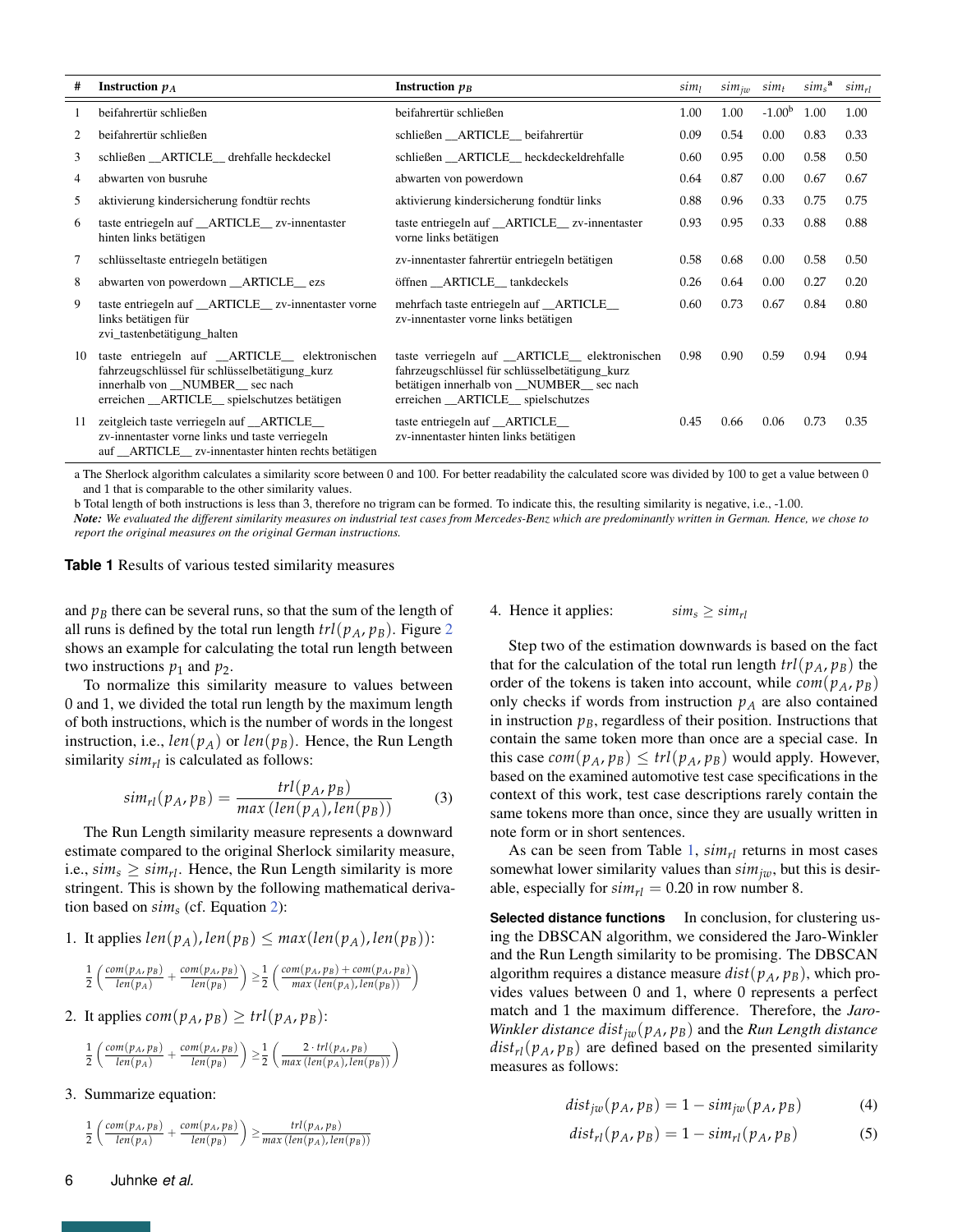| # | Instruction $p_A$ | Instruction $p_B$ | $sim_l$ | $sim_{jw}$ | $sim_t$ | $sim_s$[a] | $sim_{rl}$ |
|---|---|---|---|---|---|---|---|
| 1 | beifahrertür schließen | beifahrertür schließen | 1.00 | 1.00 | -1.00[b] | 1.00 | 1.00 |
| 2 | beifahrertür schließen | schließen __ARTICLE__ beifahrertür | 0.09 | 0.54 | 0.00 | 0.83 | 0.33 |
| 3 | schließen __ARTICLE__ drehfalle heckdeckel | schließen __ARTICLE__ heckdeckeldrehfalle | 0.60 | 0.95 | 0.00 | 0.58 | 0.50 |
| 4 | abwarten von busruhe | abwarten von powerdown | 0.64 | 0.87 | 0.00 | 0.67 | 0.67 |
| 5 | aktivierung kindersicherung fondtür rechts | aktivierung kindersicherung fondtür links | 0.88 | 0.96 | 0.33 | 0.75 | 0.75 |
| 6 | taste entriegeln auf __ARTICLE__ zv-innentaster hinten links betätigen | taste entriegeln auf __ARTICLE__ zv-innentaster vorne links betätigen | 0.93 | 0.95 | 0.33 | 0.88 | 0.88 |
| 7 | schlüsseltaste entriegeln betätigen | zv-innentaster fahrertür entriegeln betätigen | 0.58 | 0.68 | 0.00 | 0.58 | 0.50 |
| 8 | abwarten von powerdown __ARTICLE__ ezs | öffnen __ARTICLE__ tankdeckels | 0.26 | 0.64 | 0.00 | 0.27 | 0.20 |
| 9 | taste entriegeln auf __ARTICLE__ zv-innentaster vorne links betätigen für zvi_tastenbetätigung_halten | mehrfach taste entriegeln auf __ARTICLE__ zv-innentaster vorne links betätigen | 0.60 | 0.73 | 0.67 | 0.84 | 0.80 |
| 10 | taste entriegeln auf __ARTICLE__ elektronischen fahrzeugschlüssel für schlüsselbetätigung_kurz innerhalb von __NUMBER__ sec nach erreichen __ARTICLE__ spielschutzes betätigen | taste verriegeln auf __ARTICLE__ elektronischen fahrzeugschlüssel für schlüsselbetätigung_kurz betätigen innerhalb von __NUMBER__ sec nach erreichen __ARTICLE__ spielschutzes | 0.98 | 0.90 | 0.59 | 0.94 | 0.94 |
| 11 | zeitgleich taste verriegeln auf __ARTICLE__ zv-innentaster vorne links und taste verriegeln auf __ARTICLE__ zv-innentaster hinten rechts betätigen | taste entriegeln auf __ARTICLE__ zv-innentaster hinten links betätigen | 0.45 | 0.66 | 0.06 | 0.73 | 0.35 |

a The Sherlock algorithm calculates a similarity score between 0 and 100. For better readability the calculated score was divided by 100 to get a value between 0 and 1 that is comparable to the other similarity values.

b Total length of both instructions is less than 3, therefore no trigram can be formed. To indicate this, the resulting similarity is negative, i.e., -1.00.

***Note:*** *We evaluated the different similarity measures on industrial test cases from Mercedes-Benz which are predominantly written in German. Hence, we chose to report the original measures on the original German instructions.*

**Table 1** Results of various tested similarity measures

and $p_B$ there can be several runs, so that the sum of the length of all runs is defined by the total run length $trl(p_A, p_B)$. Figure 2 shows an example for calculating the total run length between two instructions $p_1$ and $p_2$.

To normalize this similarity measure to values between 0 and 1, we divided the total run length by the maximum length of both instructions, which is the number of words in the longest instruction, i.e., $len(p_A)$ or $len(p_B)$. Hence, the Run Length similarity $sim_{rl}$ is calculated as follows:

$$sim_{rl}(p_A, p_B) = \frac{trl(p_A, p_B)}{max\,(len(p_A), len(p_B))} \tag{3}$$

The Run Length similarity measure represents a downward estimate compared to the original Sherlock similarity measure, i.e., $sim_s \geq sim_{rl}$. Hence, the Run Length similarity is more stringent. This is shown by the following mathematical derivation based on $sim_s$ (cf. Equation 2):

1. It applies $len(p_A), len(p_B) \leq max(len(p_A), len(p_B))$:

$$\frac{1}{2}\left(\frac{com(p_A, p_B)}{len(p_A)} + \frac{com(p_A, p_B)}{len(p_B)}\right) \geq \frac{1}{2}\left(\frac{com(p_A, p_B) + com(p_A, p_B)}{max\,(len(p_A), len(p_B))}\right)$$

2. It applies $com(p_A, p_B) \geq trl(p_A, p_B)$:

$$\frac{1}{2}\left(\frac{com(p_A, p_B)}{len(p_A)} + \frac{com(p_A, p_B)}{len(p_B)}\right) \geq \frac{1}{2}\left(\frac{2 \cdot trl(p_A, p_B)}{max\,(len(p_A), len(p_B))}\right)$$

3. Summarize equation:

$$\frac{1}{2}\left(\frac{com(p_A, p_B)}{len(p_A)} + \frac{com(p_A, p_B)}{len(p_B)}\right) \geq \frac{trl(p_A, p_B)}{max\,(len(p_A), len(p_B))}$$

4. Hence it applies: $sim_s \geq sim_{rl}$

Step two of the estimation downwards is based on the fact that for the calculation of the total run length $trl(p_A, p_B)$ the order of the tokens is taken into account, while $com(p_A, p_B)$ only checks if words from instruction $p_A$ are also contained in instruction $p_B$, regardless of their position. Instructions that contain the same token more than once are a special case. In this case $com(p_A, p_B) \leq trl(p_A, p_B)$ would apply. However, based on the examined automotive test case specifications in the context of this work, test case descriptions rarely contain the same tokens more than once, since they are usually written in note form or in short sentences.

As can be seen from Table 1, $sim_{rl}$ returns in most cases somewhat lower similarity values than $sim_{jw}$, but this is desirable, especially for $sim_{rl} = 0.20$ in row number 8.

**Selected distance functions** In conclusion, for clustering using the DBSCAN algorithm, we considered the Jaro-Winkler and the Run Length similarity to be promising. The DBSCAN algorithm requires a distance measure $dist(p_A, p_B)$, which provides values between 0 and 1, where 0 represents a perfect match and 1 the maximum difference. Therefore, the *Jaro-Winkler distance* $dist_{jw}(p_A, p_B)$ and the *Run Length distance* $dist_{rl}(p_A, p_B)$ are defined based on the presented similarity measures as follows:

$$dist_{jw}(p_A, p_B) = 1 - sim_{jw}(p_A, p_B) \tag{4}$$

$$dist_{rl}(p_A, p_B) = 1 - sim_{rl}(p_A, p_B) \tag{5}$$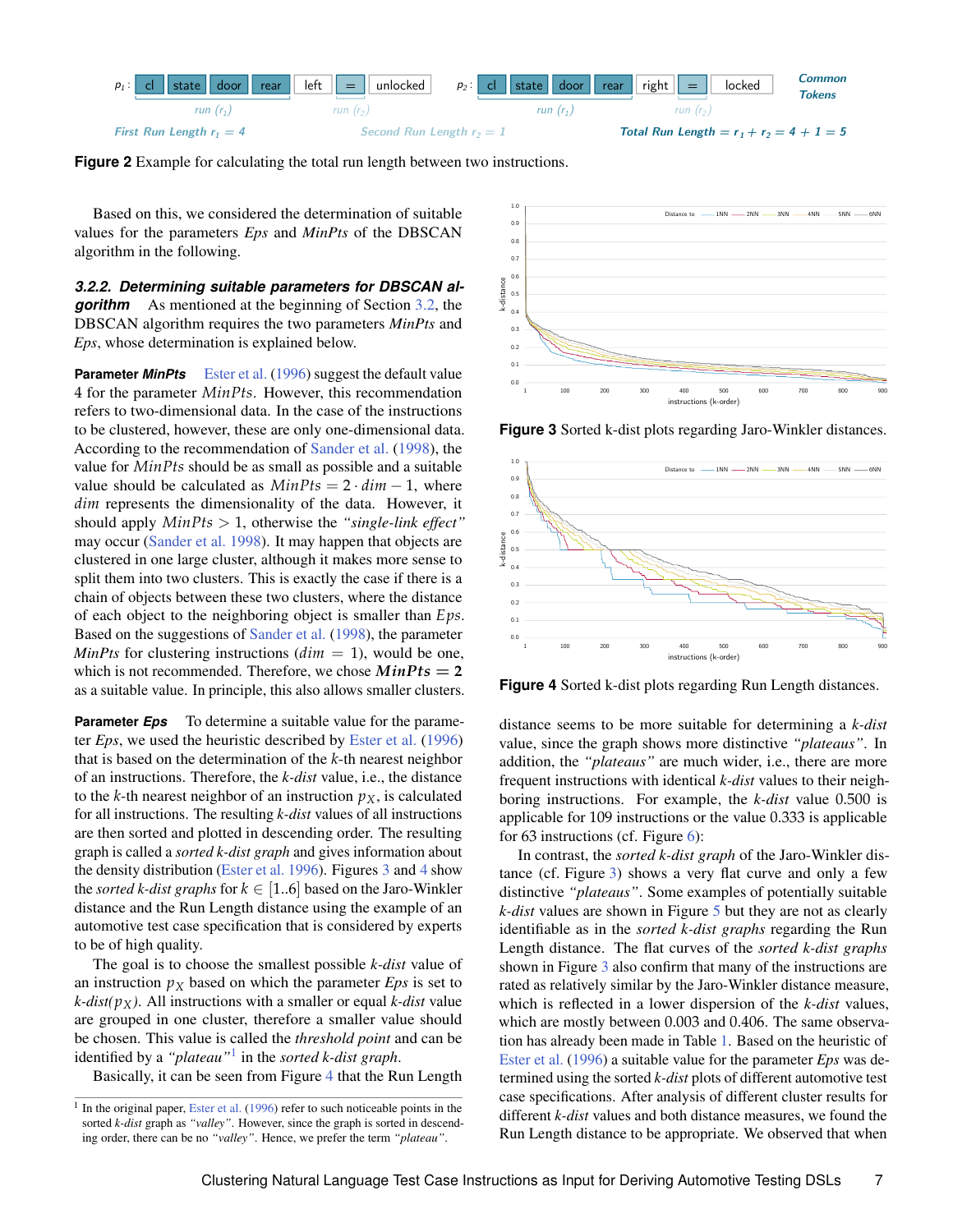Figure 2 Example for calculating the total run length between two instructions.

Based on this, we considered the determination of suitable values for the parameters *Eps* and *MinPts* of the DBSCAN algorithm in the following.

### 3.2.2. Determining suitable parameters for DBSCAN algorithm

As mentioned at the beginning of Section 3.2, the DBSCAN algorithm requires the two parameters *MinPts* and *Eps*, whose determination is explained below.

**Parameter *MinPts*** Ester et al. (1996) suggest the default value 4 for the parameter *MinPts*. However, this recommendation refers to two-dimensional data. In the case of the instructions to be clustered, however, these are only one-dimensional data. According to the recommendation of Sander et al. (1998), the value for *MinPts* should be as small as possible and a suitable value should be calculated as $MinPts = 2 \cdot dim - 1$, where $dim$ represents the dimensionality of the data. However, it should apply $MinPts > 1$, otherwise the *"single-link effect"* may occur (Sander et al. 1998). It may happen that objects are clustered in one large cluster, although it makes more sense to split them into two clusters. This is exactly the case if there is a chain of objects between these two clusters, where the distance of each object to the neighboring object is smaller than $Eps$. Based on the suggestions of Sander et al. (1998), the parameter *MinPts* for clustering instructions ($dim = 1$), would be one, which is not recommended. Therefore, we chose $\boldsymbol{MinPts = 2}$ as a suitable value. In principle, this also allows smaller clusters.

**Parameter *Eps*** To determine a suitable value for the parameter *Eps*, we used the heuristic described by Ester et al. (1996) that is based on the determination of the $k$-th nearest neighbor of an instructions. Therefore, the *k-dist* value, i.e., the distance to the $k$-th nearest neighbor of an instruction $p_X$, is calculated for all instructions. The resulting *k-dist* values of all instructions are then sorted and plotted in descending order. The resulting graph is called a *sorted k-dist graph* and gives information about the density distribution (Ester et al. 1996). Figures 3 and 4 show the *sorted k-dist graphs* for $k \in [1..6]$ based on the Jaro-Winkler distance and the Run Length distance using the example of an automotive test case specification that is considered by experts to be of high quality.

The goal is to choose the smallest possible *k-dist* value of an instruction $p_X$ based on which the parameter *Eps* is set to *k-dist*($p_X$). All instructions with a smaller or equal *k-dist* value are grouped in one cluster, therefore a smaller value should be chosen. This value is called the *threshold point* and can be identified by a *"plateau"*[1] in the *sorted k-dist graph*.

Basically, it can be seen from Figure 4 that the Run Length distance seems to be more suitable for determining a *k-dist* value, since the graph shows more distinctive *"plateaus"*. In addition, the *"plateaus"* are much wider, i.e., there are more frequent instructions with identical *k-dist* values to their neighboring instructions. For example, the *k-dist* value 0.500 is applicable for 109 instructions or the value 0.333 is applicable for 63 instructions (cf. Figure 6):

Figure 3 Sorted k-dist plots regarding Jaro-Winkler distances.

Figure 4 Sorted k-dist plots regarding Run Length distances.

In contrast, the *sorted k-dist graph* of the Jaro-Winkler distance (cf. Figure 3) shows a very flat curve and only a few distinctive *"plateaus"*. Some examples of potentially suitable *k-dist* values are shown in Figure 5 but they are not as clearly identifiable as in the *sorted k-dist graphs* regarding the Run Length distance. The flat curves of the *sorted k-dist graphs* shown in Figure 3 also confirm that many of the instructions are rated as relatively similar by the Jaro-Winkler distance measure, which is reflected in a lower dispersion of the *k-dist* values, which are mostly between 0.003 and 0.406. The same observation has already been made in Table 1. Based on the heuristic of Ester et al. (1996) a suitable value for the parameter *Eps* was determined using the sorted *k-dist* plots of different automotive test case specifications. After analysis of different cluster results for different *k-dist* values and both distance measures, we found the Run Length distance to be appropriate. We observed that when

[1] In the original paper, Ester et al. (1996) refer to such noticeable points in the sorted *k-dist* graph as *"valley"*. However, since the graph is sorted in descending order, there can be no *"valley"*. Hence, we prefer the term *"plateau"*.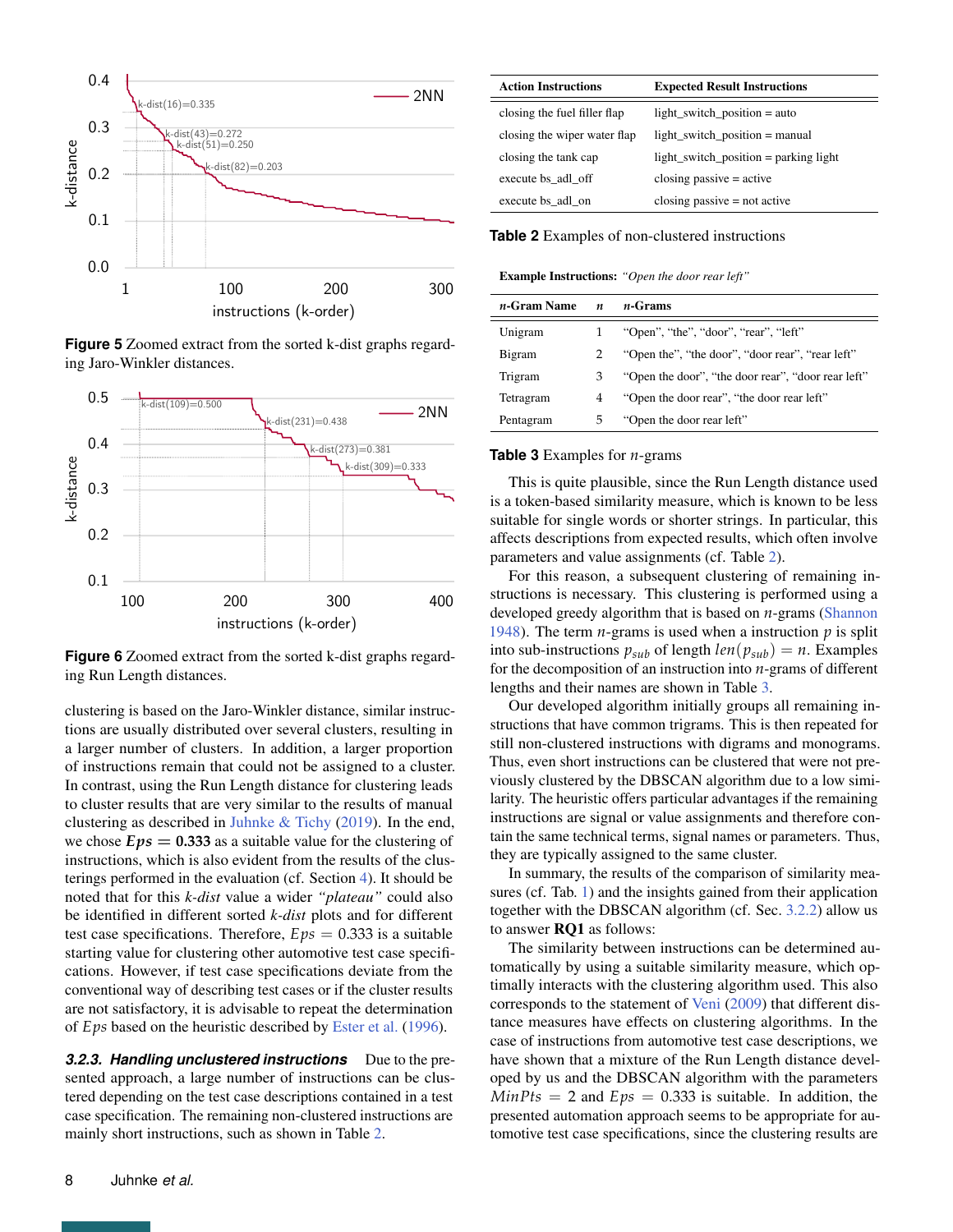**Figure 5** Zoomed extract from the sorted k-dist graphs regarding Jaro-Winkler distances.

**Figure 6** Zoomed extract from the sorted k-dist graphs regarding Run Length distances.

clustering is based on the Jaro-Winkler distance, similar instructions are usually distributed over several clusters, resulting in a larger number of clusters. In addition, a larger proportion of instructions remain that could not be assigned to a cluster. In contrast, using the Run Length distance for clustering leads to cluster results that are very similar to the results of manual clustering as described in Juhnke & Tichy (2019). In the end, we chose $\boldsymbol{Eps} = \mathbf{0.333}$ as a suitable value for the clustering of instructions, which is also evident from the results of the clusterings performed in the evaluation (cf. Section 4). It should be noted that for this *k-dist* value a wider *"plateau"* could also be identified in different sorted *k-dist* plots and for different test case specifications. Therefore, $Eps = 0.333$ is a suitable starting value for clustering other automotive test case specifications. However, if test case specifications deviate from the conventional way of describing test cases or if the cluster results are not satisfactory, it is advisable to repeat the determination of $Eps$ based on the heuristic described by Ester et al. (1996).

### 3.2.3. Handling unclustered instructions

Due to the presented approach, a large number of instructions can be clustered depending on the test case descriptions contained in a test case specification. The remaining non-clustered instructions are mainly short instructions, such as shown in Table 2.

| Action Instructions | Expected Result Instructions |
|---|---|
| closing the fuel filler flap | light_switch_position = auto |
| closing the wiper water flap | light_switch_position = manual |
| closing the tank cap | light_switch_position = parking light |
| execute bs_adl_off | closing passive = active |
| execute bs_adl_on | closing passive = not active |

**Table 2** Examples of non-clustered instructions

**Example Instructions:** *"Open the door rear left"*

| $n$-Gram Name | $n$ | $n$-Grams |
|---|---|---|
| Unigram | 1 | "Open", "the", "door", "rear", "left" |
| Bigram | 2 | "Open the", "the door", "door rear", "rear left" |
| Trigram | 3 | "Open the door", "the door rear", "door rear left" |
| Tetragram | 4 | "Open the door rear", "the door rear left" |
| Pentagram | 5 | "Open the door rear left" |

**Table 3** Examples for $n$-grams

This is quite plausible, since the Run Length distance used is a token-based similarity measure, which is known to be less suitable for single words or shorter strings. In particular, this affects descriptions from expected results, which often involve parameters and value assignments (cf. Table 2).

For this reason, a subsequent clustering of remaining instructions is necessary. This clustering is performed using a developed greedy algorithm that is based on $n$-grams (Shannon 1948). The term $n$-grams is used when a instruction $p$ is split into sub-instructions $p_{sub}$ of length $len(p_{sub}) = n$. Examples for the decomposition of an instruction into $n$-grams of different lengths and their names are shown in Table 3.

Our developed algorithm initially groups all remaining instructions that have common trigrams. This is then repeated for still non-clustered instructions with digrams and monograms. Thus, even short instructions can be clustered that were not previously clustered by the DBSCAN algorithm due to a low similarity. The heuristic offers particular advantages if the remaining instructions are signal or value assignments and therefore contain the same technical terms, signal names or parameters. Thus, they are typically assigned to the same cluster.

In summary, the results of the comparison of similarity measures (cf. Tab. 1) and the insights gained from their application together with the DBSCAN algorithm (cf. Sec. 3.2.2) allow us to answer **RQ1** as follows:

The similarity between instructions can be determined automatically by using a suitable similarity measure, which optimally interacts with the clustering algorithm used. This also corresponds to the statement of Veni (2009) that different distance measures have effects on clustering algorithms. In the case of instructions from automotive test case descriptions, we have shown that a mixture of the Run Length distance developed by us and the DBSCAN algorithm with the parameters $MinPts = 2$ and $Eps = 0.333$ is suitable. In addition, the presented automation approach seems to be appropriate for automotive test case specifications, since the clustering results are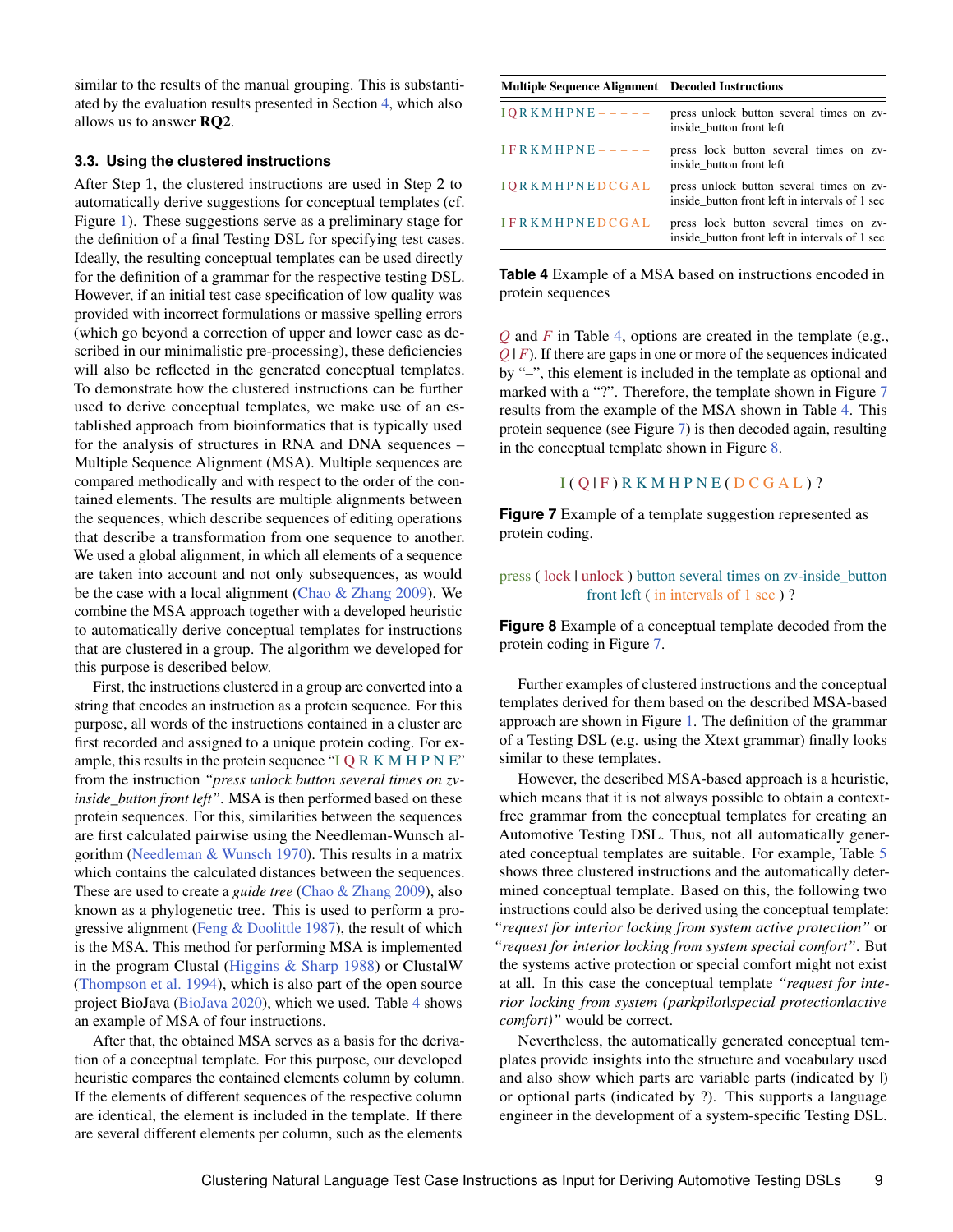similar to the results of the manual grouping. This is substantiated by the evaluation results presented in Section 4, which also allows us to answer **RQ2**.

### 3.3. Using the clustered instructions

After Step 1, the clustered instructions are used in Step 2 to automatically derive suggestions for conceptual templates (cf. Figure 1). These suggestions serve as a preliminary stage for the definition of a final Testing DSL for specifying test cases. Ideally, the resulting conceptual templates can be used directly for the definition of a grammar for the respective testing DSL. However, if an initial test case specification of low quality was provided with incorrect formulations or massive spelling errors (which go beyond a correction of upper and lower case as described in our minimalistic pre-processing), these deficiencies will also be reflected in the generated conceptual templates. To demonstrate how the clustered instructions can be further used to derive conceptual templates, we make use of an established approach from bioinformatics that is typically used for the analysis of structures in RNA and DNA sequences – Multiple Sequence Alignment (MSA). Multiple sequences are compared methodically and with respect to the order of the contained elements. The results are multiple alignments between the sequences, which describe sequences of editing operations that describe a transformation from one sequence to another. We used a global alignment, in which all elements of a sequence are taken into account and not only subsequences, as would be the case with a local alignment (Chao & Zhang 2009). We combine the MSA approach together with a developed heuristic to automatically derive conceptual templates for instructions that are clustered in a group. The algorithm we developed for this purpose is described below.

First, the instructions clustered in a group are converted into a string that encodes an instruction as a protein sequence. For this purpose, all words of the instructions contained in a cluster are first recorded and assigned to a unique protein coding. For example, this results in the protein sequence "I Q R K M H P N E" from the instruction *"press unlock button several times on zv-inside_button front left"*. MSA is then performed based on these protein sequences. For this, similarities between the sequences are first calculated pairwise using the Needleman-Wunsch algorithm (Needleman & Wunsch 1970). This results in a matrix which contains the calculated distances between the sequences. These are used to create a *guide tree* (Chao & Zhang 2009), also known as a phylogenetic tree. This is used to perform a progressive alignment (Feng & Doolittle 1987), the result of which is the MSA. This method for performing MSA is implemented in the program Clustal (Higgins & Sharp 1988) or ClustalW (Thompson et al. 1994), which is also part of the open source project BioJava (BioJava 2020), which we used. Table 4 shows an example of MSA of four instructions.

After that, the obtained MSA serves as a basis for the derivation of a conceptual template. For this purpose, our developed heuristic compares the contained elements column by column. If the elements of different sequences of the respective column are identical, the element is included in the template. If there are several different elements per column, such as the elements

| Multiple Sequence Alignment | Decoded Instructions |
|---|---|
| I Q R K M H P N E – – – – – | press unlock button several times on zv-inside_button front left |
| I F R K M H P N E – – – – – | press lock button several times on zv-inside_button front left |
| I Q R K M H P N E D C G A L | press unlock button several times on zv-inside_button front left in intervals of 1 sec |
| I F R K M H P N E D C G A L | press lock button several times on zv-inside_button front left in intervals of 1 sec |

**Table 4** Example of a MSA based on instructions encoded in protein sequences

*Q* and *F* in Table 4, options are created in the template (e.g., *Q* | *F*). If there are gaps in one or more of the sequences indicated by "–", this element is included in the template as optional and marked with a "?". Therefore, the template shown in Figure 7 results from the example of the MSA shown in Table 4. This protein sequence (see Figure 7) is then decoded again, resulting in the conceptual template shown in Figure 8.

I ( Q | F ) R K M H P N E ( D C G A L ) ?

**Figure 7** Example of a template suggestion represented as protein coding.

press ( lock | unlock ) button several times on zv-inside_button front left ( in intervals of 1 sec ) ?

**Figure 8** Example of a conceptual template decoded from the protein coding in Figure 7.

Further examples of clustered instructions and the conceptual templates derived for them based on the described MSA-based approach are shown in Figure 1. The definition of the grammar of a Testing DSL (e.g. using the Xtext grammar) finally looks similar to these templates.

However, the described MSA-based approach is a heuristic, which means that it is not always possible to obtain a context-free grammar from the conceptual templates for creating an Automotive Testing DSL. Thus, not all automatically generated conceptual templates are suitable. For example, Table 5 shows three clustered instructions and the automatically determined conceptual template. Based on this, the following two instructions could also be derived using the conceptual template: *"request for interior locking from system active protection"* or *"request for interior locking from system special comfort"*. But the systems active protection or special comfort might not exist at all. In this case the conceptual template *"request for interior locking from system (parkpilot|special protection|active comfort)"* would be correct.

Nevertheless, the automatically generated conceptual templates provide insights into the structure and vocabulary used and also show which parts are variable parts (indicated by |) or optional parts (indicated by ?). This supports a language engineer in the development of a system-specific Testing DSL.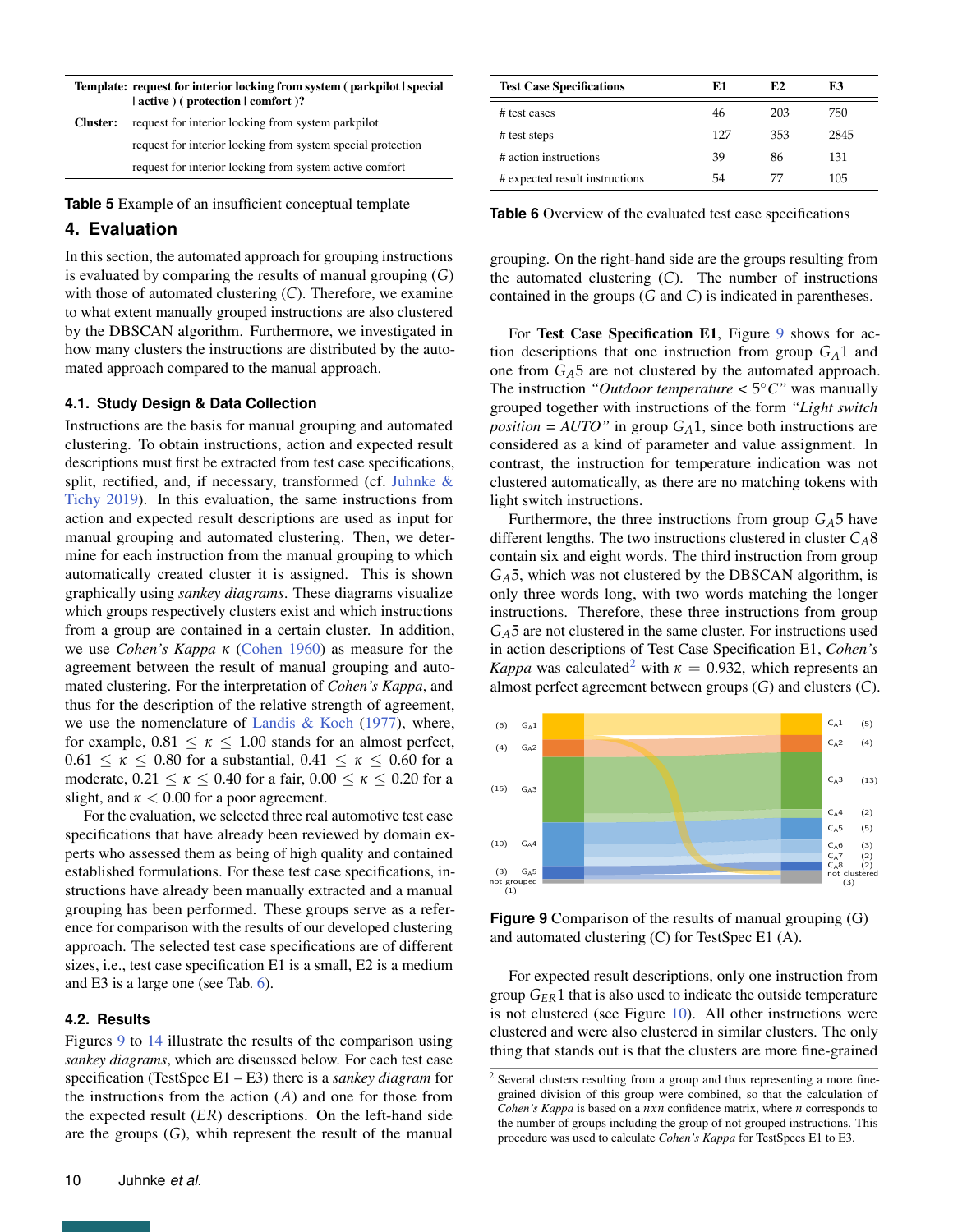| Template: | request for interior locking from system ( parkpilot \| special \| active ) ( protection \| comfort )? |
|---|---|
| Cluster: | request for interior locking from system parkpilot |
| | request for interior locking from system special protection |
| | request for interior locking from system active comfort |

**Table 5** Example of an insufficient conceptual template

## 4. Evaluation

In this section, the automated approach for grouping instructions is evaluated by comparing the results of manual grouping ($G$) with those of automated clustering ($C$). Therefore, we examine to what extent manually grouped instructions are also clustered by the DBSCAN algorithm. Furthermore, we investigated in how many clusters the instructions are distributed by the automated approach compared to the manual approach.

### 4.1. Study Design & Data Collection

Instructions are the basis for manual grouping and automated clustering. To obtain instructions, action and expected result descriptions must first be extracted from test case specifications, split, rectified, and, if necessary, transformed (cf. Juhnke & Tichy 2019). In this evaluation, the same instructions from action and expected result descriptions are used as input for manual grouping and automated clustering. Then, we determine for each instruction from the manual grouping to which automatically created cluster it is assigned. This is shown graphically using *sankey diagrams*. These diagrams visualize which groups respectively clusters exist and which instructions from a group are contained in a certain cluster. In addition, we use *Cohen's Kappa* $\kappa$ (Cohen 1960) as measure for the agreement between the result of manual grouping and automated clustering. For the interpretation of *Cohen's Kappa*, and thus for the description of the relative strength of agreement, we use the nomenclature of Landis & Koch (1977), where, for example, $0.81 \leq \kappa \leq 1.00$ stands for an almost perfect, $0.61 \leq \kappa \leq 0.80$ for a substantial, $0.41 \leq \kappa \leq 0.60$ for a moderate, $0.21 \leq \kappa \leq 0.40$ for a fair, $0.00 \leq \kappa \leq 0.20$ for a slight, and $\kappa < 0.00$ for a poor agreement.

For the evaluation, we selected three real automotive test case specifications that have already been reviewed by domain experts who assessed them as being of high quality and contained established formulations. For these test case specifications, instructions have already been manually extracted and a manual grouping has been performed. These groups serve as a reference for comparison with the results of our developed clustering approach. The selected test case specifications are of different sizes, i.e., test case specification E1 is a small, E2 is a medium and E3 is a large one (see Tab. 6).

### 4.2. Results

Figures 9 to 14 illustrate the results of the comparison using *sankey diagrams*, which are discussed below. For each test case specification (TestSpec E1 – E3) there is a *sankey diagram* for the instructions from the action ($A$) and one for those from the expected result ($ER$) descriptions. On the left-hand side are the groups ($G$), whih represent the result of the manual grouping. On the right-hand side are the groups resulting from the automated clustering ($C$). The number of instructions contained in the groups ($G$ and $C$) is indicated in parentheses.

| Test Case Specifications | E1 | E2 | E3 |
|---|---|---|---|
| # test cases | 46 | 203 | 750 |
| # test steps | 127 | 353 | 2845 |
| # action instructions | 39 | 86 | 131 |
| # expected result instructions | 54 | 77 | 105 |

**Table 6** Overview of the evaluated test case specifications

For **Test Case Specification E1**, Figure 9 shows for action descriptions that one instruction from group $G_A1$ and one from $G_A5$ are not clustered by the automated approach. The instruction *"Outdoor temperature < 5°C"* was manually grouped together with instructions of the form *"Light switch position = AUTO"* in group $G_A1$, since both instructions are considered as a kind of parameter and value assignment. In contrast, the instruction for temperature indication was not clustered automatically, as there are no matching tokens with light switch instructions.

Furthermore, the three instructions from group $G_A5$ have different lengths. The two instructions clustered in cluster $C_A8$ contain six and eight words. The third instruction from group $G_A5$, which was not clustered by the DBSCAN algorithm, is only three words long, with two words matching the longer instructions. Therefore, these three instructions from group $G_A5$ are not clustered in the same cluster. For instructions used in action descriptions of Test Case Specification E1, *Cohen's Kappa* was calculated[2] with $\kappa = 0.932$, which represents an almost perfect agreement between groups ($G$) and clusters ($C$).

**Figure 9** Comparison of the results of manual grouping (G) and automated clustering (C) for TestSpec E1 (A).

For expected result descriptions, only one instruction from group $G_{ER}1$ that is also used to indicate the outside temperature is not clustered (see Figure 10). All other instructions were clustered and were also clustered in similar clusters. The only thing that stands out is that the clusters are more fine-grained

[2] Several clusters resulting from a group and thus representing a more fine-grained division of this group were combined, so that the calculation of *Cohen's Kappa* is based on a $nxn$ confidence matrix, where $n$ corresponds to the number of groups including the group of not grouped instructions. This procedure was used to calculate *Cohen's Kappa* for TestSpecs E1 to E3.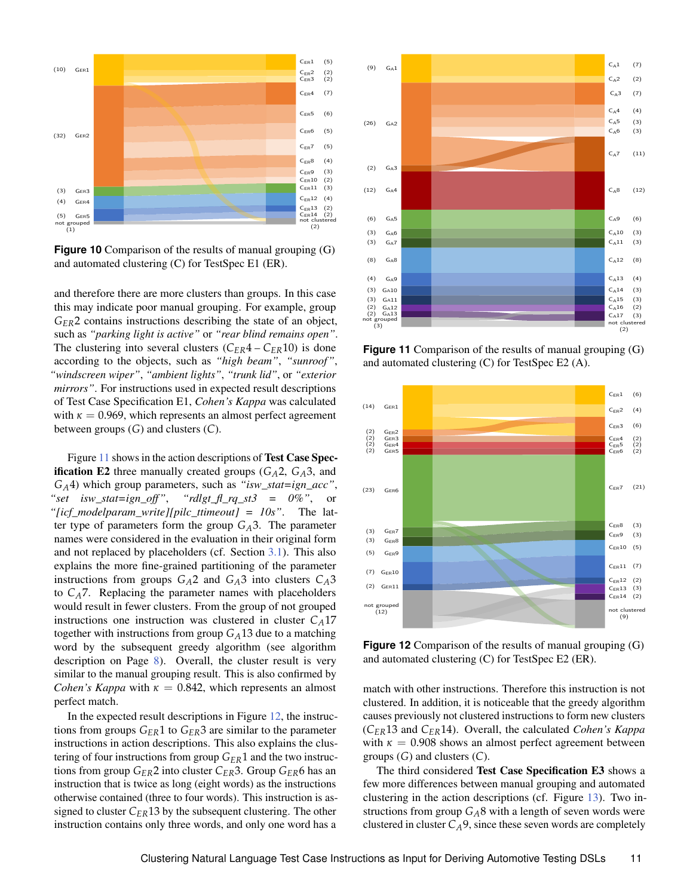Figure 10 Comparison of the results of manual grouping (G) and automated clustering (C) for TestSpec E1 (ER).

and therefore there are more clusters than groups. In this case this may indicate poor manual grouping. For example, group $G_{ER}2$ contains instructions describing the state of an object, such as *"parking light is active"* or *"rear blind remains open"*. The clustering into several clusters ($C_{ER}4 - C_{ER}10$) is done according to the objects, such as *"high beam"*, *"sunroof"*, *"windscreen wiper"*, *"ambient lights"*, *"trunk lid"*, or *"exterior mirrors"*. For instructions used in expected result descriptions of Test Case Specification E1, *Cohen's Kappa* was calculated with $\kappa = 0.969$, which represents an almost perfect agreement between groups ($G$) and clusters ($C$).

Figure 11 shows in the action descriptions of **Test Case Specification E2** three manually created groups ($G_A2$, $G_A3$, and $G_A4$) which group parameters, such as *"isw_stat=ign_acc"*, *"set isw_stat=ign_off"*, *"rdlgt_fl_rq_st3 = 0%"*, or *"[icf_modelparam_write][pilc_ttimeout] = 10s"*. The latter type of parameters form the group $G_A3$. The parameter names were considered in the evaluation in their original form and not replaced by placeholders (cf. Section 3.1). This also explains the more fine-grained partitioning of the parameter instructions from groups $G_A2$ and $G_A3$ into clusters $C_A3$ to $C_A7$. Replacing the parameter names with placeholders would result in fewer clusters. From the group of not grouped instructions one instruction was clustered in cluster $C_A17$ together with instructions from group $G_A13$ due to a matching word by the subsequent greedy algorithm (see algorithm description on Page 8). Overall, the cluster result is very similar to the manual grouping result. This is also confirmed by *Cohen's Kappa* with $\kappa = 0.842$, which represents an almost perfect match.

In the expected result descriptions in Figure 12, the instructions from groups $G_{ER}1$ to $G_{ER}3$ are similar to the parameter instructions in action descriptions. This also explains the clustering of four instructions from group $G_{ER}1$ and the two instructions from group $G_{ER}2$ into cluster $C_{ER}3$. Group $G_{ER}6$ has an instruction that is twice as long (eight words) as the instructions otherwise contained (three to four words). This instruction is assigned to cluster $C_{ER}13$ by the subsequent clustering. The other instruction contains only three words, and only one word has a

Figure 11 Comparison of the results of manual grouping (G) and automated clustering (C) for TestSpec E2 (A).

Figure 12 Comparison of the results of manual grouping (G) and automated clustering (C) for TestSpec E2 (ER).

match with other instructions. Therefore this instruction is not clustered. In addition, it is noticeable that the greedy algorithm causes previously not clustered instructions to form new clusters ($C_{ER}13$ and $C_{ER}14$). Overall, the calculated *Cohen's Kappa* with $\kappa = 0.908$ shows an almost perfect agreement between groups ($G$) and clusters ($C$).

The third considered **Test Case Specification E3** shows a few more differences between manual grouping and automated clustering in the action descriptions (cf. Figure 13). Two instructions from group $G_A8$ with a length of seven words were clustered in cluster $C_A9$, since these seven words are completely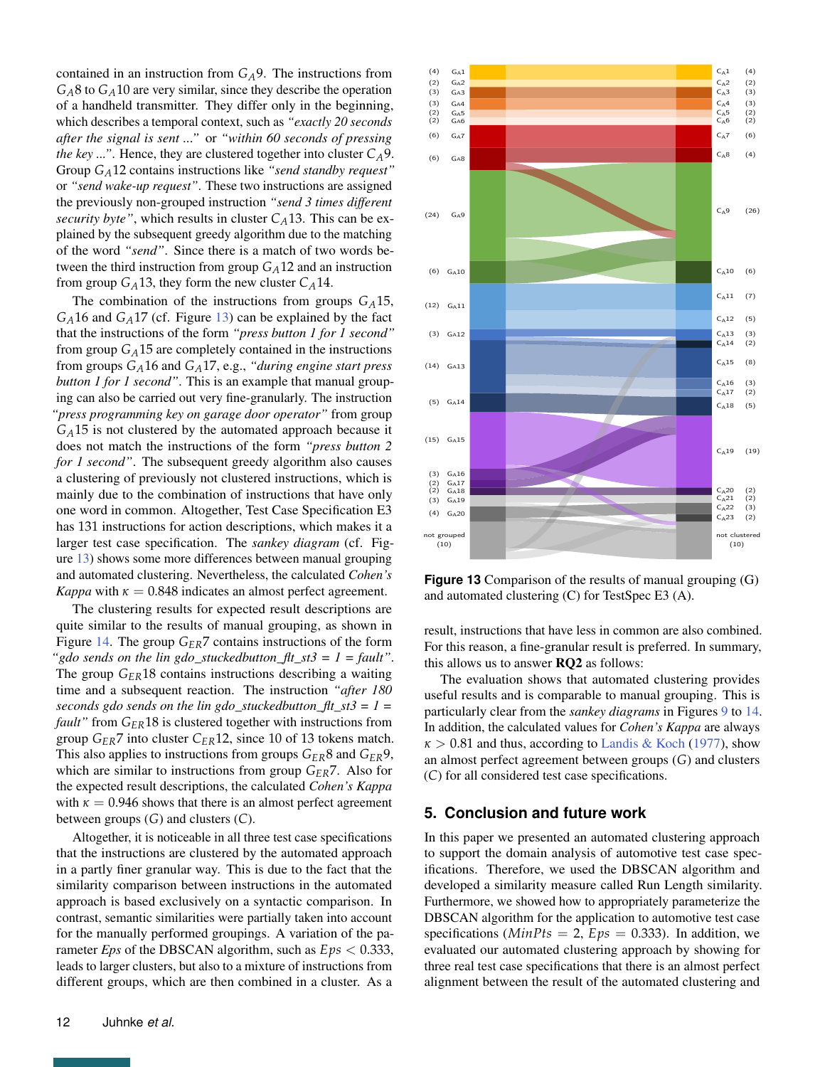contained in an instruction from $G_A9$. The instructions from $G_A8$ to $G_A10$ are very similar, since they describe the operation of a handheld transmitter. They differ only in the beginning, which describes a temporal context, such as *"exactly 20 seconds after the signal is sent ..."* or *"within 60 seconds of pressing the key ..."*. Hence, they are clustered together into cluster $C_A9$. Group $G_A12$ contains instructions like *"send standby request"* or *"send wake-up request"*. These two instructions are assigned the previously non-grouped instruction *"send 3 times different security byte"*, which results in cluster $C_A13$. This can be explained by the subsequent greedy algorithm due to the matching of the word *"send"*. Since there is a match of two words between the third instruction from group $G_A12$ and an instruction from group $G_A13$, they form the new cluster $C_A14$.

The combination of the instructions from groups $G_A15$, $G_A16$ and $G_A17$ (cf. Figure 13) can be explained by the fact that the instructions of the form *"press button 1 for 1 second"* from group $G_A15$ are completely contained in the instructions from groups $G_A16$ and $G_A17$, e.g., *"during engine start press button 1 for 1 second"*. This is an example that manual grouping can also be carried out very fine-granularly. The instruction *"press programming key on garage door operator"* from group $G_A15$ is not clustered by the automated approach because it does not match the instructions of the form *"press button 2 for 1 second"*. The subsequent greedy algorithm also causes a clustering of previously not clustered instructions, which is mainly due to the combination of instructions that have only one word in common. Altogether, Test Case Specification E3 has 131 instructions for action descriptions, which makes it a larger test case specification. The *sankey diagram* (cf. Figure 13) shows some more differences between manual grouping and automated clustering. Nevertheless, the calculated *Cohen's Kappa* with $\kappa = 0.848$ indicates an almost perfect agreement.

The clustering results for expected result descriptions are quite similar to the results of manual grouping, as shown in Figure 14. The group $G_{ER}7$ contains instructions of the form *"gdo sends on the lin gdo_stuckedbutton_flt_st3 = 1 = fault"*. The group $G_{ER}18$ contains instructions describing a waiting time and a subsequent reaction. The instruction *"after 180 seconds gdo sends on the lin gdo_stuckedbutton_flt_st3 = 1 = fault"* from $G_{ER}18$ is clustered together with instructions from group $G_{ER}7$ into cluster $C_{ER}12$, since 10 of 13 tokens match. This also applies to instructions from groups $G_{ER}8$ and $G_{ER}9$, which are similar to instructions from group $G_{ER}7$. Also for the expected result descriptions, the calculated *Cohen's Kappa* with $\kappa = 0.946$ shows that there is an almost perfect agreement between groups ($G$) and clusters ($C$).

Altogether, it is noticeable in all three test case specifications that the instructions are clustered by the automated approach in a partly finer granular way. This is due to the fact that the similarity comparison between instructions in the automated approach is based exclusively on a syntactic comparison. In contrast, semantic similarities were partially taken into account for the manually performed groupings. A variation of the parameter *Eps* of the DBSCAN algorithm, such as $Eps < 0.333$, leads to larger clusters, but also to a mixture of instructions from different groups, which are then combined in a cluster. As a result, instructions that have less in common are also combined. For this reason, a fine-granular result is preferred. In summary, this allows us to answer **RQ2** as follows:

The evaluation shows that automated clustering provides useful results and is comparable to manual grouping. This is particularly clear from the *sankey diagrams* in Figures 9 to 14. In addition, the calculated values for *Cohen's Kappa* are always $\kappa > 0.81$ and thus, according to Landis & Koch (1977), show an almost perfect agreement between groups ($G$) and clusters ($C$) for all considered test case specifications.

**Figure 13** Comparison of the results of manual grouping (G) and automated clustering (C) for TestSpec E3 (A).

## 5. Conclusion and future work

In this paper we presented an automated clustering approach to support the domain analysis of automotive test case specifications. Therefore, we used the DBSCAN algorithm and developed a similarity measure called Run Length similarity. Furthermore, we showed how to appropriately parameterize the DBSCAN algorithm for the application to automotive test case specifications ($MinPts = 2$, $Eps = 0.333$). In addition, we evaluated our automated clustering approach by showing for three real test case specifications that there is an almost perfect alignment between the result of the automated clustering and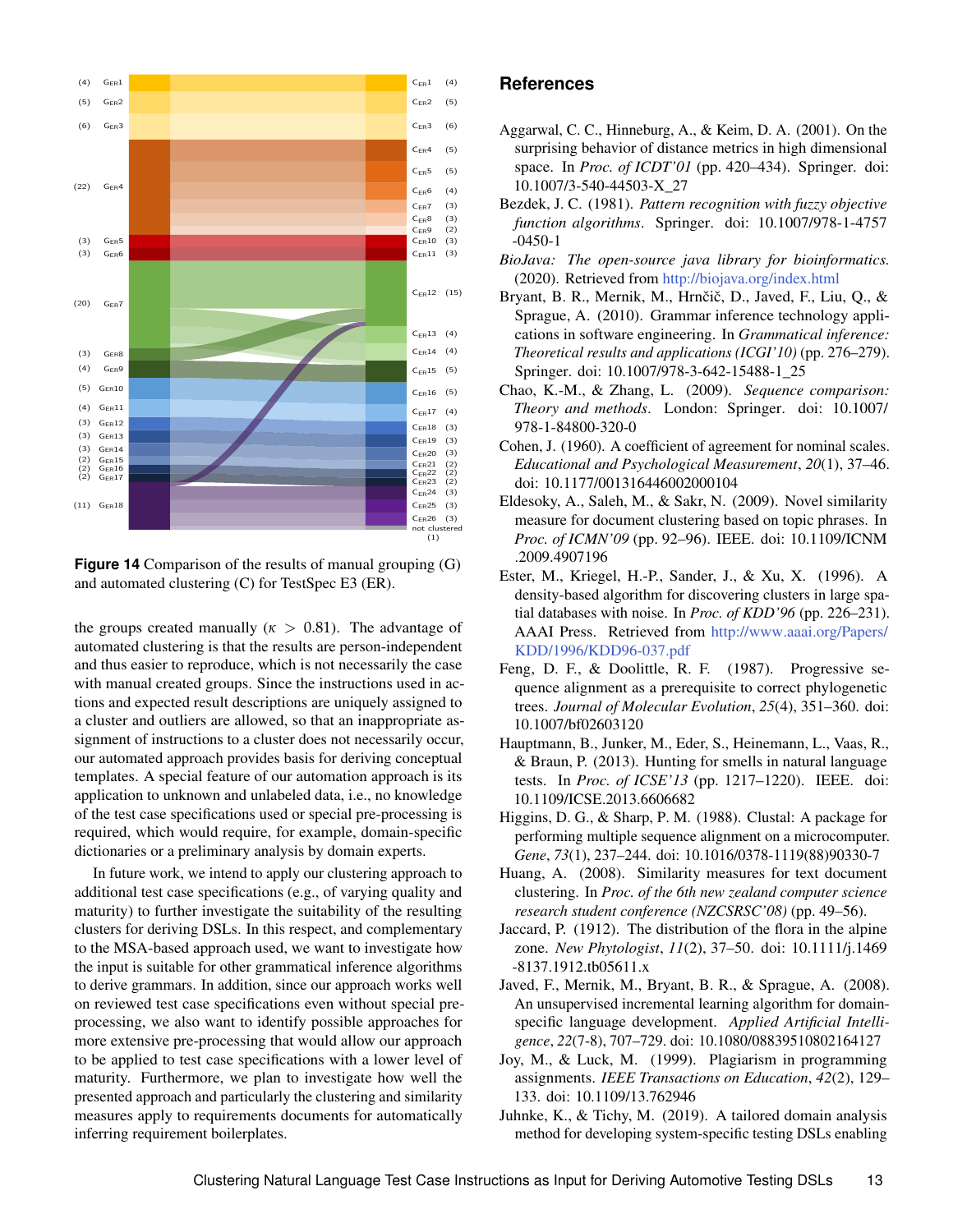Figure 14 Comparison of the results of manual grouping (G) and automated clustering (C) for TestSpec E3 (ER).

the groups created manually ($\kappa > 0.81$). The advantage of automated clustering is that the results are person-independent and thus easier to reproduce, which is not necessarily the case with manual created groups. Since the instructions used in actions and expected result descriptions are uniquely assigned to a cluster and outliers are allowed, so that an inappropriate assignment of instructions to a cluster does not necessarily occur, our automated approach provides basis for deriving conceptual templates. A special feature of our automation approach is its application to unknown and unlabeled data, i.e., no knowledge of the test case specifications used or special pre-processing is required, which would require, for example, domain-specific dictionaries or a preliminary analysis by domain experts.

In future work, we intend to apply our clustering approach to additional test case specifications (e.g., of varying quality and maturity) to further investigate the suitability of the resulting clusters for deriving DSLs. In this respect, and complementary to the MSA-based approach used, we want to investigate how the input is suitable for other grammatical inference algorithms to derive grammars. In addition, since our approach works well on reviewed test case specifications even without special pre-processing, we also want to identify possible approaches for more extensive pre-processing that would allow our approach to be applied to test case specifications with a lower level of maturity. Furthermore, we plan to investigate how well the presented approach and particularly the clustering and similarity measures apply to requirements documents for automatically inferring requirement boilerplates.

## References

Aggarwal, C. C., Hinneburg, A., & Keim, D. A. (2001). On the surprising behavior of distance metrics in high dimensional space. In *Proc. of ICDT'01* (pp. 420–434). Springer. doi: 10.1007/3-540-44503-X_27

Bezdek, J. C. (1981). *Pattern recognition with fuzzy objective function algorithms*. Springer. doi: 10.1007/978-1-4757-0450-1

*BioJava: The open-source java library for bioinformatics.* (2020). Retrieved from http://biojava.org/index.html

Bryant, B. R., Mernik, M., Hrnčič, D., Javed, F., Liu, Q., & Sprague, A. (2010). Grammar inference technology applications in software engineering. In *Grammatical inference: Theoretical results and applications (ICGI'10)* (pp. 276–279). Springer. doi: 10.1007/978-3-642-15488-1_25

Chao, K.-M., & Zhang, L. (2009). *Sequence comparison: Theory and methods*. London: Springer. doi: 10.1007/978-1-84800-320-0

Cohen, J. (1960). A coefficient of agreement for nominal scales. *Educational and Psychological Measurement*, *20*(1), 37–46. doi: 10.1177/001316446002000104

Eldesoky, A., Saleh, M., & Sakr, N. (2009). Novel similarity measure for document clustering based on topic phrases. In *Proc. of ICMN'09* (pp. 92–96). IEEE. doi: 10.1109/ICNM.2009.4907196

Ester, M., Kriegel, H.-P., Sander, J., & Xu, X. (1996). A density-based algorithm for discovering clusters in large spatial databases with noise. In *Proc. of KDD'96* (pp. 226–231). AAAI Press. Retrieved from http://www.aaai.org/Papers/KDD/1996/KDD96-037.pdf

Feng, D. F., & Doolittle, R. F. (1987). Progressive sequence alignment as a prerequisite to correct phylogenetic trees. *Journal of Molecular Evolution*, *25*(4), 351–360. doi: 10.1007/bf02603120

Hauptmann, B., Junker, M., Eder, S., Heinemann, L., Vaas, R., & Braun, P. (2013). Hunting for smells in natural language tests. In *Proc. of ICSE'13* (pp. 1217–1220). IEEE. doi: 10.1109/ICSE.2013.6606682

Higgins, D. G., & Sharp, P. M. (1988). Clustal: A package for performing multiple sequence alignment on a microcomputer. *Gene*, *73*(1), 237–244. doi: 10.1016/0378-1119(88)90330-7

Huang, A. (2008). Similarity measures for text document clustering. In *Proc. of the 6th new zealand computer science research student conference (NZCSRSC'08)* (pp. 49–56).

Jaccard, P. (1912). The distribution of the flora in the alpine zone. *New Phytologist*, *11*(2), 37–50. doi: 10.1111/j.1469-8137.1912.tb05611.x

Javed, F., Mernik, M., Bryant, B. R., & Sprague, A. (2008). An unsupervised incremental learning algorithm for domain-specific language development. *Applied Artificial Intelligence*, *22*(7-8), 707–729. doi: 10.1080/08839510802164127

Joy, M., & Luck, M. (1999). Plagiarism in programming assignments. *IEEE Transactions on Education*, *42*(2), 129–133. doi: 10.1109/13.762946

Juhnke, K., & Tichy, M. (2019). A tailored domain analysis method for developing system-specific testing DSLs enabling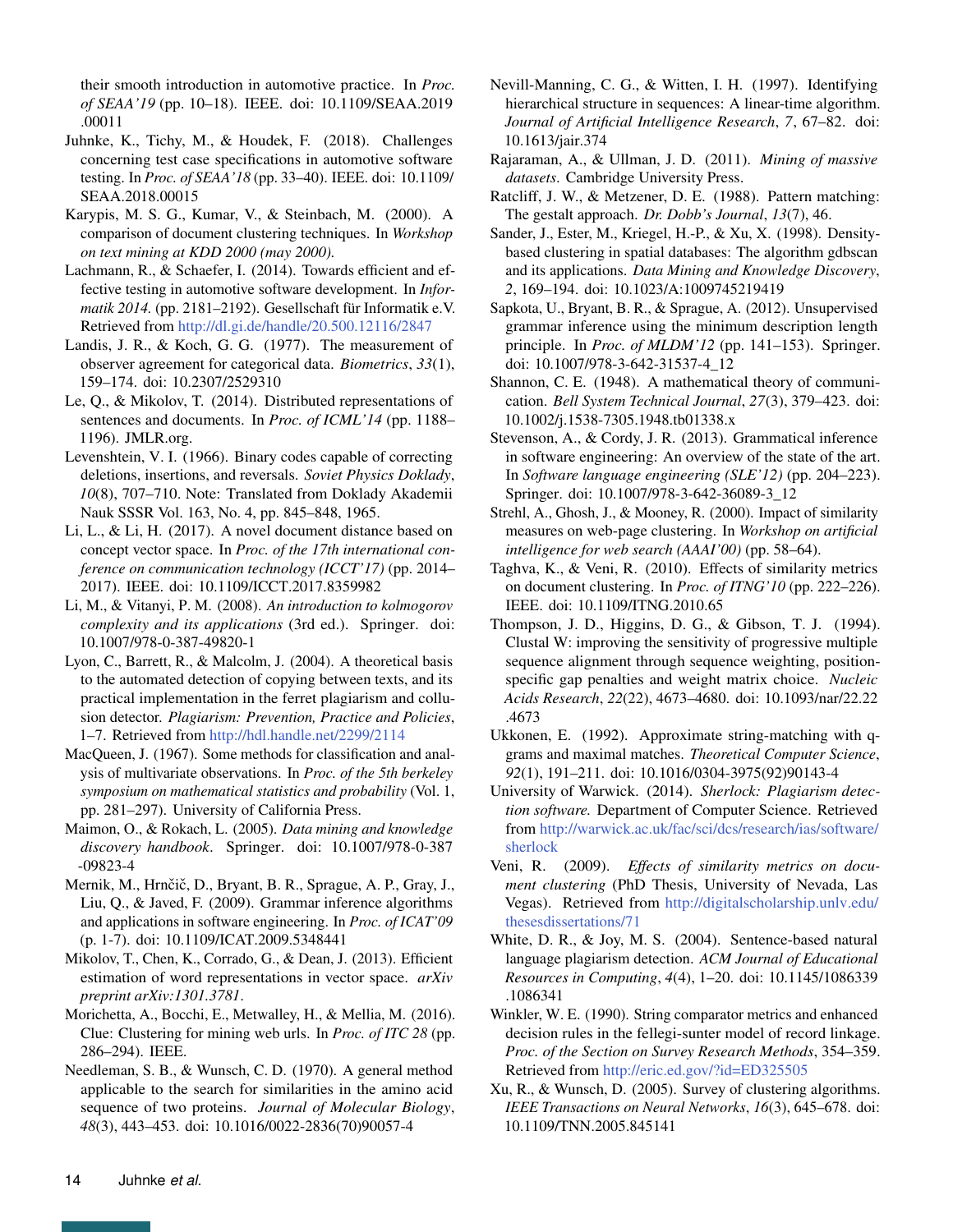their smooth introduction in automotive practice. In *Proc. of SEAA'19* (pp. 10–18). IEEE. doi: 10.1109/SEAA.2019.00011

Juhnke, K., Tichy, M., & Houdek, F. (2018). Challenges concerning test case specifications in automotive software testing. In *Proc. of SEAA'18* (pp. 33–40). IEEE. doi: 10.1109/SEAA.2018.00015

Karypis, M. S. G., Kumar, V., & Steinbach, M. (2000). A comparison of document clustering techniques. In *Workshop on text mining at KDD 2000 (may 2000).*

Lachmann, R., & Schaefer, I. (2014). Towards efficient and effective testing in automotive software development. In *Informatik 2014.* (pp. 2181–2192). Gesellschaft für Informatik e.V. Retrieved from http://dl.gi.de/handle/20.500.12116/2847

Landis, J. R., & Koch, G. G. (1977). The measurement of observer agreement for categorical data. *Biometrics*, *33*(1), 159–174. doi: 10.2307/2529310

Le, Q., & Mikolov, T. (2014). Distributed representations of sentences and documents. In *Proc. of ICML'14* (pp. 1188–1196). JMLR.org.

Levenshtein, V. I. (1966). Binary codes capable of correcting deletions, insertions, and reversals. *Soviet Physics Doklady*, *10*(8), 707–710. Note: Translated from Doklady Akademii Nauk SSSR Vol. 163, No. 4, pp. 845–848, 1965.

Li, L., & Li, H. (2017). A novel document distance based on concept vector space. In *Proc. of the 17th international conference on communication technology (ICCT'17)* (pp. 2014–2017). IEEE. doi: 10.1109/ICCT.2017.8359982

Li, M., & Vitanyi, P. M. (2008). *An introduction to kolmogorov complexity and its applications* (3rd ed.). Springer. doi: 10.1007/978-0-387-49820-1

Lyon, C., Barrett, R., & Malcolm, J. (2004). A theoretical basis to the automated detection of copying between texts, and its practical implementation in the ferret plagiarism and collusion detector. *Plagiarism: Prevention, Practice and Policies*, 1–7. Retrieved from http://hdl.handle.net/2299/2114

MacQueen, J. (1967). Some methods for classification and analysis of multivariate observations. In *Proc. of the 5th berkeley symposium on mathematical statistics and probability* (Vol. 1, pp. 281–297). University of California Press.

Maimon, O., & Rokach, L. (2005). *Data mining and knowledge discovery handbook*. Springer. doi: 10.1007/978-0-387-09823-4

Mernik, M., Hrnčič, D., Bryant, B. R., Sprague, A. P., Gray, J., Liu, Q., & Javed, F. (2009). Grammar inference algorithms and applications in software engineering. In *Proc. of ICAT'09* (p. 1-7). doi: 10.1109/ICAT.2009.5348441

Mikolov, T., Chen, K., Corrado, G., & Dean, J. (2013). Efficient estimation of word representations in vector space. *arXiv preprint arXiv:1301.3781*.

Morichetta, A., Bocchi, E., Metwalley, H., & Mellia, M. (2016). Clue: Clustering for mining web urls. In *Proc. of ITC 28* (pp. 286–294). IEEE.

Needleman, S. B., & Wunsch, C. D. (1970). A general method applicable to the search for similarities in the amino acid sequence of two proteins. *Journal of Molecular Biology*, *48*(3), 443–453. doi: 10.1016/0022-2836(70)90057-4

Nevill-Manning, C. G., & Witten, I. H. (1997). Identifying hierarchical structure in sequences: A linear-time algorithm. *Journal of Artificial Intelligence Research*, *7*, 67–82. doi: 10.1613/jair.374

Rajaraman, A., & Ullman, J. D. (2011). *Mining of massive datasets*. Cambridge University Press.

Ratcliff, J. W., & Metzener, D. E. (1988). Pattern matching: The gestalt approach. *Dr. Dobb's Journal*, *13*(7), 46.

Sander, J., Ester, M., Kriegel, H.-P., & Xu, X. (1998). Density-based clustering in spatial databases: The algorithm gdbscan and its applications. *Data Mining and Knowledge Discovery*, *2*, 169–194. doi: 10.1023/A:1009745219419

Sapkota, U., Bryant, B. R., & Sprague, A. (2012). Unsupervised grammar inference using the minimum description length principle. In *Proc. of MLDM'12* (pp. 141–153). Springer. doi: 10.1007/978-3-642-31537-4_12

Shannon, C. E. (1948). A mathematical theory of communication. *Bell System Technical Journal*, *27*(3), 379–423. doi: 10.1002/j.1538-7305.1948.tb01338.x

Stevenson, A., & Cordy, J. R. (2013). Grammatical inference in software engineering: An overview of the state of the art. In *Software language engineering (SLE'12)* (pp. 204–223). Springer. doi: 10.1007/978-3-642-36089-3_12

Strehl, A., Ghosh, J., & Mooney, R. (2000). Impact of similarity measures on web-page clustering. In *Workshop on artificial intelligence for web search (AAAI'00)* (pp. 58–64).

Taghva, K., & Veni, R. (2010). Effects of similarity metrics on document clustering. In *Proc. of ITNG'10* (pp. 222–226). IEEE. doi: 10.1109/ITNG.2010.65

Thompson, J. D., Higgins, D. G., & Gibson, T. J. (1994). Clustal W: improving the sensitivity of progressive multiple sequence alignment through sequence weighting, position-specific gap penalties and weight matrix choice. *Nucleic Acids Research*, *22*(22), 4673–4680. doi: 10.1093/nar/22.22.4673

Ukkonen, E. (1992). Approximate string-matching with q-grams and maximal matches. *Theoretical Computer Science*, *92*(1), 191–211. doi: 10.1016/0304-3975(92)90143-4

University of Warwick. (2014). *Sherlock: Plagiarism detection software.* Department of Computer Science. Retrieved from http://warwick.ac.uk/fac/sci/dcs/research/ias/software/sherlock

Veni, R. (2009). *Effects of similarity metrics on document clustering* (PhD Thesis, University of Nevada, Las Vegas). Retrieved from http://digitalscholarship.unlv.edu/thesesdissertations/71

White, D. R., & Joy, M. S. (2004). Sentence-based natural language plagiarism detection. *ACM Journal of Educational Resources in Computing*, *4*(4), 1–20. doi: 10.1145/1086339.1086341

Winkler, W. E. (1990). String comparator metrics and enhanced decision rules in the fellegi-sunter model of record linkage. *Proc. of the Section on Survey Research Methods*, 354–359. Retrieved from http://eric.ed.gov/?id=ED325505

Xu, R., & Wunsch, D. (2005). Survey of clustering algorithms. *IEEE Transactions on Neural Networks*, *16*(3), 645–678. doi: 10.1109/TNN.2005.845141